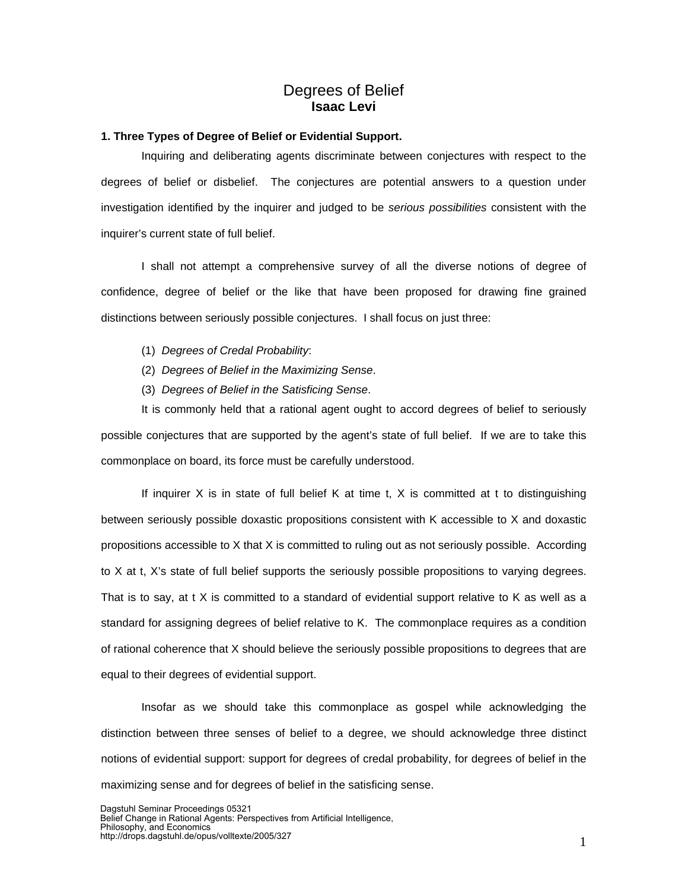# Degrees of Belief

**Isaac Levi**

## 1. Three Types of Degree of Belief or Evidential Support.

Inquiring and deliberating agents discriminate between conjectures with respect to the degrees of belief or disbelief. The conjectures are potential answers to a question under investigation identified by the inquirer and judged to be *serious possibilities* consistent with the inquirer's current state of full belief.

I shall not attempt a comprehensive survey of all the diverse notions of degree of confidence, degree of belief or the like that have been proposed for drawing fine grained distinctions between seriously possible conjectures. I shall focus on just three:

(1) *Degrees of Credal Probability*:

(2) *Degrees of Belief in the Maximizing Sense*.

(3) *Degrees of Belief in the Satisficing Sense*.

It is commonly held that a rational agent ought to accord degrees of belief to seriously possible conjectures that are supported by the agent's state of full belief. If we are to take this commonplace on board, its force must be carefully understood.

If inquirer X is in state of full belief K at time t, X is committed at t to distinguishing between seriously possible doxastic propositions consistent with K accessible to X and doxastic propositions accessible to X that X is committed to ruling out as not seriously possible. According to X at t, X's state of full belief supports the seriously possible propositions to varying degrees. That is to say, at t X is committed to a standard of evidential support relative to K as well as a standard for assigning degrees of belief relative to K. The commonplace requires as a condition of rational coherence that X should believe the seriously possible propositions to degrees that are equal to their degrees of evidential support.

Insofar as we should take this commonplace as gospel while acknowledging the distinction between three senses of belief to a degree, we should acknowledge three distinct notions of evidential support: support for degrees of credal probability, for degrees of belief in the maximizing sense and for degrees of belief in the satisficing sense.

Dagstuhl Seminar Proceedings 05321
Belief Change in Rational Agents: Perspectives from Artificial Intelligence, Philosophy, and Economics
http://drops.dagstuhl.de/opus/volltexte/2005/327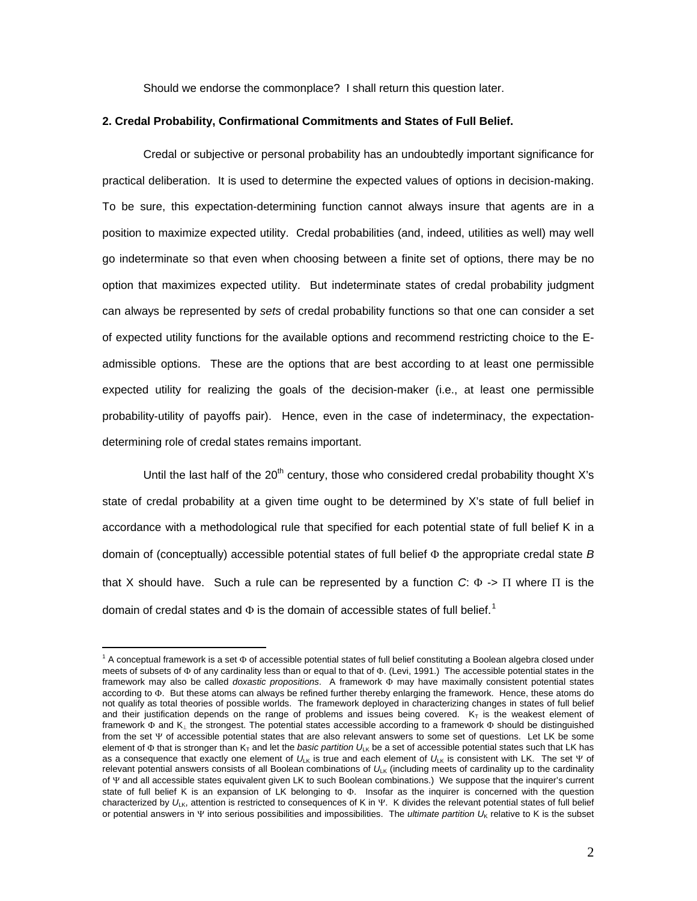Should we endorse the commonplace? I shall return this question later.

## 2. Credal Probability, Confirmational Commitments and States of Full Belief.

Credal or subjective or personal probability has an undoubtedly important significance for practical deliberation. It is used to determine the expected values of options in decision-making. To be sure, this expectation-determining function cannot always insure that agents are in a position to maximize expected utility. Credal probabilities (and, indeed, utilities as well) may well go indeterminate so that even when choosing between a finite set of options, there may be no option that maximizes expected utility. But indeterminate states of credal probability judgment can always be represented by *sets* of credal probability functions so that one can consider a set of expected utility functions for the available options and recommend restricting choice to the E-admissible options. These are the options that are best according to at least one permissible expected utility for realizing the goals of the decision-maker (i.e., at least one permissible probability-utility of payoffs pair). Hence, even in the case of indeterminacy, the expectation-determining role of credal states remains important.

Until the last half of the $20^{th}$ century, those who considered credal probability thought X's state of credal probability at a given time ought to be determined by X's state of full belief in accordance with a methodological rule that specified for each potential state of full belief K in a domain of (conceptually) accessible potential states of full belief $\Phi$ the appropriate credal state *B* that X should have. Such a rule can be represented by a function $C$: $\Phi \rightarrow \Pi$ where $\Pi$ is the domain of credal states and $\Phi$ is the domain of accessible states of full belief.[1]

[1] A conceptual framework is a set $\Phi$ of accessible potential states of full belief constituting a Boolean algebra closed under meets of subsets of $\Phi$ of any cardinality less than or equal to that of $\Phi$. (Levi, 1991.) The accessible potential states in the framework may also be called *doxastic propositions*. A framework $\Phi$ may have maximally consistent potential states according to $\Phi$. But these atoms can always be refined further thereby enlarging the framework. Hence, these atoms do not qualify as total theories of possible worlds. The framework deployed in characterizing changes in states of full belief and their justification depends on the range of problems and issues being covered. $K_T$ is the weakest element of framework $\Phi$ and $K_\perp$ the strongest. The potential states accessible according to a framework $\Phi$ should be distinguished from the set $\Psi$ of accessible potential states that are also relevant answers to some set of questions. Let LK be some element of $\Phi$ that is stronger than $K_T$ and let the *basic partition* $U_{LK}$ be a set of accessible potential states such that LK has as a consequence that exactly one element of $U_{LK}$ is true and each element of $U_{LK}$ is consistent with LK. The set $\Psi$ of relevant potential answers consists of all Boolean combinations of $U_{LK}$ (including meets of cardinality up to the cardinality of $\Psi$ and all accessible states equivalent given LK to such Boolean combinations.) We suppose that the inquirer's current state of full belief K is an expansion of LK belonging to $\Phi$. Insofar as the inquirer is concerned with the question characterized by $U_{LK}$, attention is restricted to consequences of K in $\Psi$. K divides the relevant potential states of full belief or potential answers in $\Psi$ into serious possibilities and impossibilities. The *ultimate partition* $U_K$ relative to K is the subset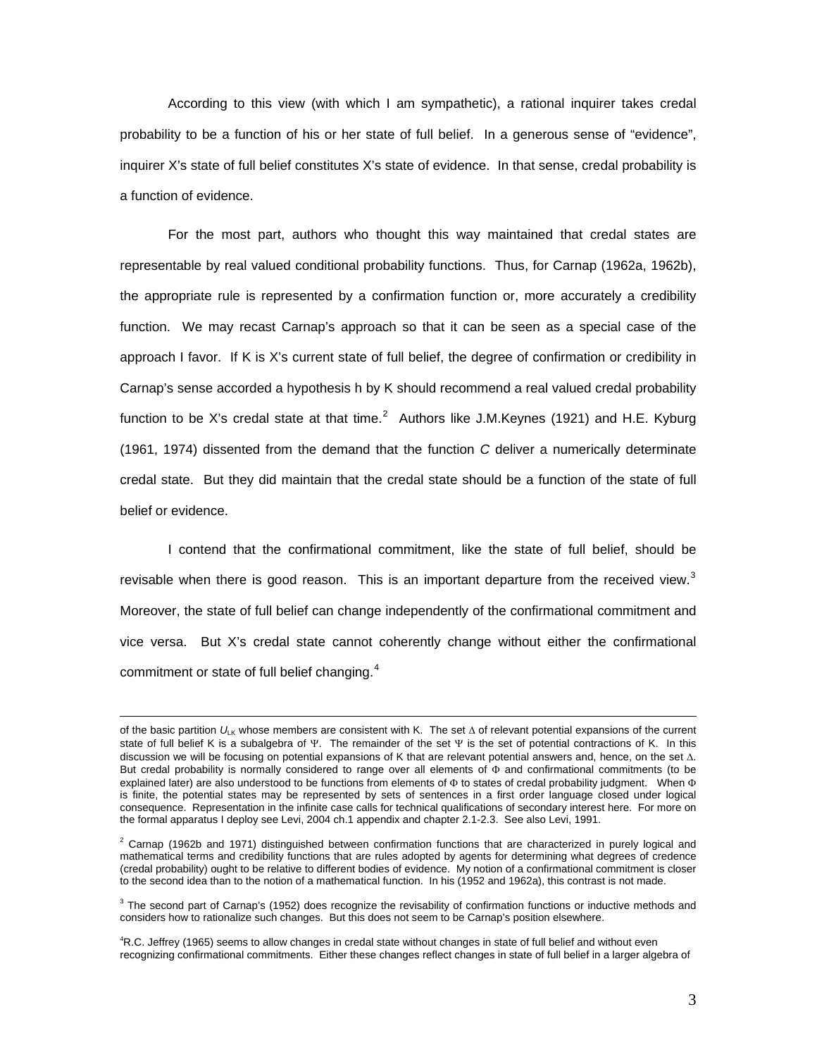According to this view (with which I am sympathetic), a rational inquirer takes credal probability to be a function of his or her state of full belief. In a generous sense of "evidence", inquirer X's state of full belief constitutes X's state of evidence. In that sense, credal probability is a function of evidence.

For the most part, authors who thought this way maintained that credal states are representable by real valued conditional probability functions. Thus, for Carnap (1962a, 1962b), the appropriate rule is represented by a confirmation function or, more accurately a credibility function. We may recast Carnap's approach so that it can be seen as a special case of the approach I favor. If K is X's current state of full belief, the degree of confirmation or credibility in Carnap's sense accorded a hypothesis h by K should recommend a real valued credal probability function to be X's credal state at that time.[2] Authors like J.M.Keynes (1921) and H.E. Kyburg (1961, 1974) dissented from the demand that the function *C* deliver a numerically determinate credal state. But they did maintain that the credal state should be a function of the state of full belief or evidence.

I contend that the confirmational commitment, like the state of full belief, should be revisable when there is good reason. This is an important departure from the received view.[3] Moreover, the state of full belief can change independently of the confirmational commitment and vice versa. But X's credal state cannot coherently change without either the confirmational commitment or state of full belief changing.[4]

---

of the basic partition $U_{LK}$ whose members are consistent with K. The set $\Delta$ of relevant potential expansions of the current state of full belief K is a subalgebra of $\Psi$. The remainder of the set $\Psi$ is the set of potential contractions of K. In this discussion we will be focusing on potential expansions of K that are relevant potential answers and, hence, on the set $\Delta$. But credal probability is normally considered to range over all elements of $\Phi$ and confirmational commitments (to be explained later) are also understood to be functions from elements of $\Phi$ to states of credal probability judgment. When $\Phi$ is finite, the potential states may be represented by sets of sentences in a first order language closed under logical consequence. Representation in the infinite case calls for technical qualifications of secondary interest here. For more on the formal apparatus I deploy see Levi, 2004 ch.1 appendix and chapter 2.1-2.3. See also Levi, 1991.

[2] Carnap (1962b and 1971) distinguished between confirmation functions that are characterized in purely logical and mathematical terms and credibility functions that are rules adopted by agents for determining what degrees of credence (credal probability) ought to be relative to different bodies of evidence. My notion of a confirmational commitment is closer to the second idea than to the notion of a mathematical function. In his (1952 and 1962a), this contrast is not made.

[3] The second part of Carnap's (1952) does recognize the revisability of confirmation functions or inductive methods and considers how to rationalize such changes. But this does not seem to be Carnap's position elsewhere.

[4] R.C. Jeffrey (1965) seems to allow changes in credal state without changes in state of full belief and without even recognizing confirmational commitments. Either these changes reflect changes in state of full belief in a larger algebra of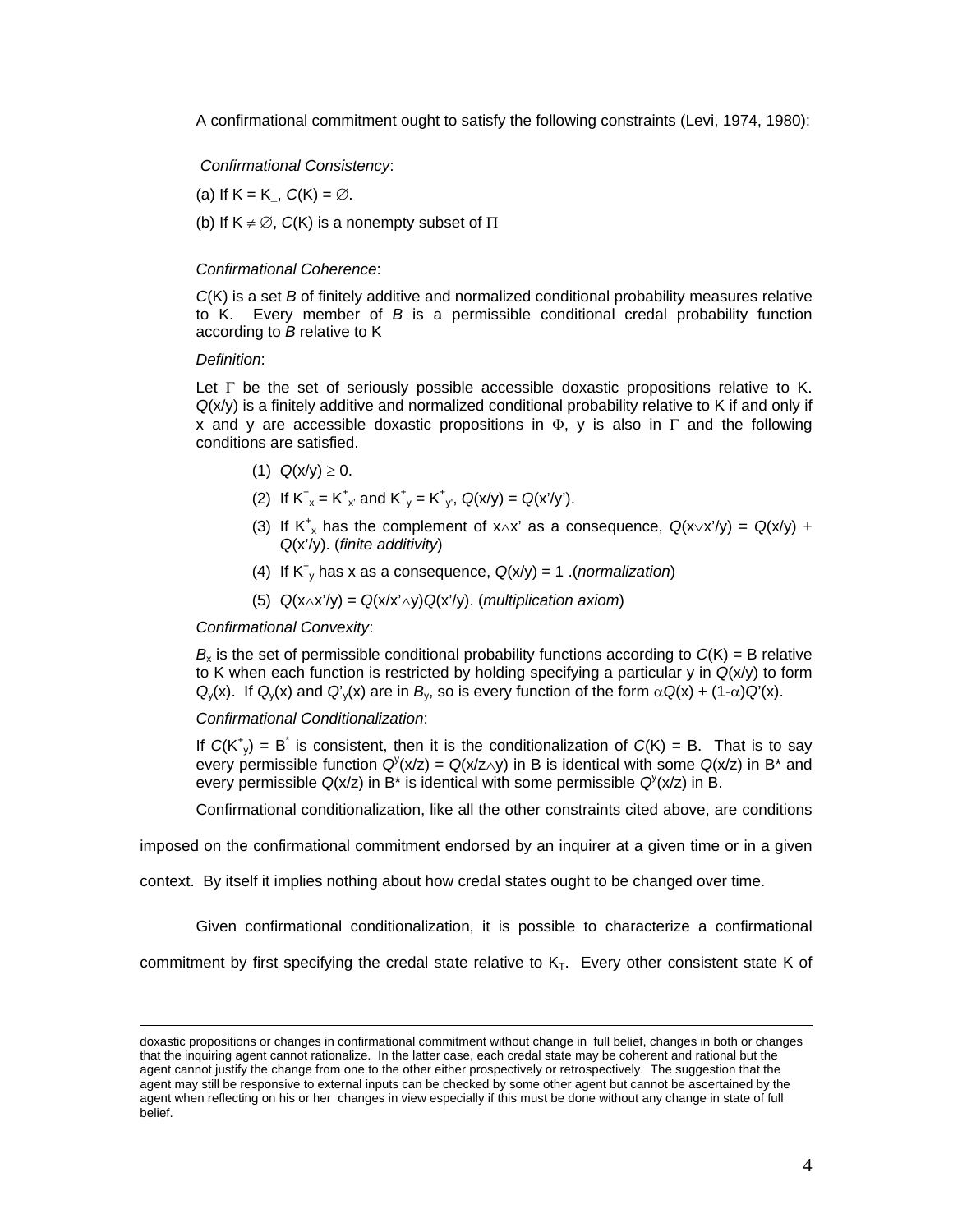A confirmational commitment ought to satisfy the following constraints (Levi, 1974, 1980):

*Confirmational Consistency*:

(a) If $K = K_{\perp}$, $C(K) = \emptyset$.

(b) If $K \neq \emptyset$, $C(K)$ is a nonempty subset of $\Pi$

*Confirmational Coherence*:

$C(K)$ is a set $B$ of finitely additive and normalized conditional probability measures relative to K. Every member of $B$ is a permissible conditional credal probability function according to $B$ relative to K

*Definition*:

Let $\Gamma$ be the set of seriously possible accessible doxastic propositions relative to K. $Q(x/y)$ is a finitely additive and normalized conditional probability relative to K if and only if x and y are accessible doxastic propositions in $\Phi$, y is also in $\Gamma$ and the following conditions are satisfied.

(1) $Q(x/y) \geq 0$.

(2) If $K^{+}_{x} = K^{+}_{x'}$ and $K^{+}_{y} = K^{+}_{y'}$, $Q(x/y) = Q(x'/y')$.

(3) If $K^{+}_{x}$ has the complement of $x \wedge x'$ as a consequence, $Q(x \vee x'/y) = Q(x/y) + Q(x'/y)$. (*finite additivity*)

(4) If $K^{+}_{y}$ has x as a consequence, $Q(x/y) = 1$ .(*normalization*)

(5) $Q(x \wedge x'/y) = Q(x/x' \wedge y)Q(x'/y)$. (*multiplication axiom*)

*Confirmational Convexity*:

$B_x$ is the set of permissible conditional probability functions according to $C(K) = B$ relative to K when each function is restricted by holding specifying a particular y in $Q(x/y)$ to form $Q_y(x)$. If $Q_y(x)$ and $Q'_y(x)$ are in $B_y$, so is every function of the form $\alpha Q(x) + (1-\alpha)Q'(x)$.

*Confirmational Conditionalization*:

If $C(K^{+}_{y}) = B^{*}$ is consistent, then it is the conditionalization of $C(K) = B$. That is to say every permissible function $Q^{y}(x/z) = Q(x/z \wedge y)$ in B is identical with some $Q(x/z)$ in B* and every permissible $Q(x/z)$ in B* is identical with some permissible $Q^{y}(x/z)$ in B.

Confirmational conditionalization, like all the other constraints cited above, are conditions imposed on the confirmational commitment endorsed by an inquirer at a given time or in a given context. By itself it implies nothing about how credal states ought to be changed over time.

Given confirmational conditionalization, it is possible to characterize a confirmational commitment by first specifying the credal state relative to $K_T$. Every other consistent state K of

---

doxastic propositions or changes in confirmational commitment without change in full belief, changes in both or changes that the inquiring agent cannot rationalize. In the latter case, each credal state may be coherent and rational but the agent cannot justify the change from one to the other either prospectively or retrospectively. The suggestion that the agent may still be responsive to external inputs can be checked by some other agent but cannot be ascertained by the agent when reflecting on his or her changes in view especially if this must be done without any change in state of full belief.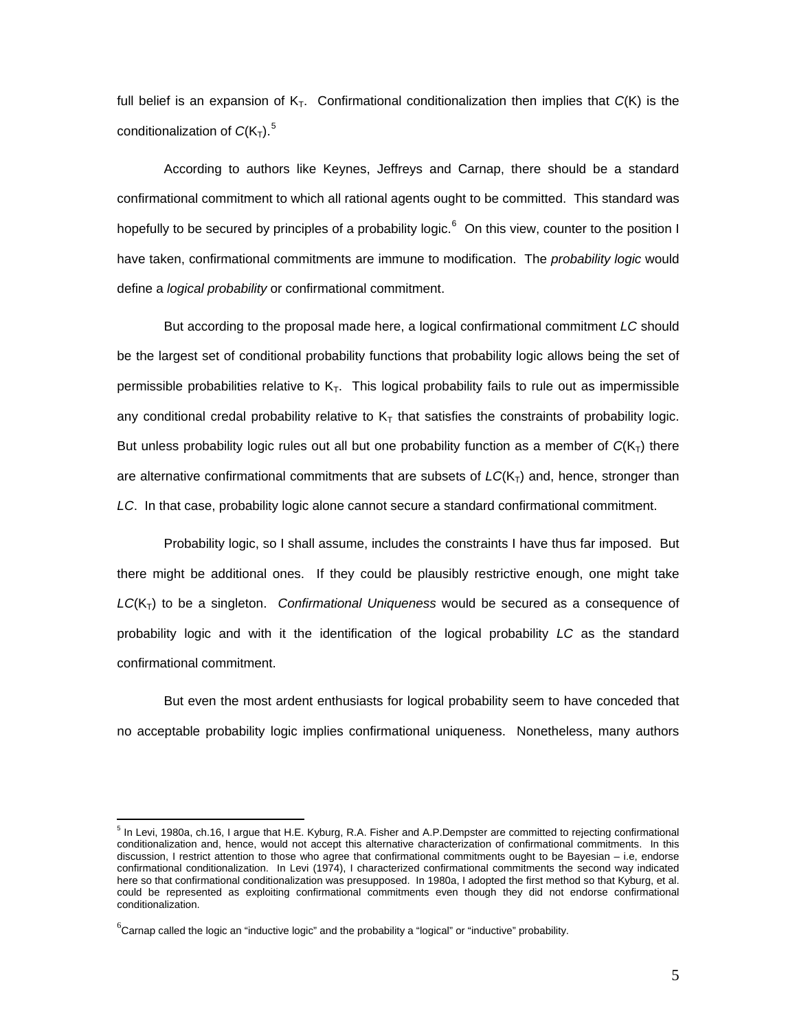full belief is an expansion of $K_T$. Confirmational conditionalization then implies that $C(K)$ is the conditionalization of $C(K_T)$.[5]

According to authors like Keynes, Jeffreys and Carnap, there should be a standard confirmational commitment to which all rational agents ought to be committed. This standard was hopefully to be secured by principles of a probability logic.[6] On this view, counter to the position I have taken, confirmational commitments are immune to modification. The *probability logic* would define a *logical probability* or confirmational commitment.

But according to the proposal made here, a logical confirmational commitment *LC* should be the largest set of conditional probability functions that probability logic allows being the set of permissible probabilities relative to $K_T$. This logical probability fails to rule out as impermissible any conditional credal probability relative to $K_T$ that satisfies the constraints of probability logic. But unless probability logic rules out all but one probability function as a member of $C(K_T)$ there are alternative confirmational commitments that are subsets of $LC(K_T)$ and, hence, stronger than *LC*. In that case, probability logic alone cannot secure a standard confirmational commitment.

Probability logic, so I shall assume, includes the constraints I have thus far imposed. But there might be additional ones. If they could be plausibly restrictive enough, one might take $LC(K_T)$ to be a singleton. *Confirmational Uniqueness* would be secured as a consequence of probability logic and with it the identification of the logical probability *LC* as the standard confirmational commitment.

But even the most ardent enthusiasts for logical probability seem to have conceded that no acceptable probability logic implies confirmational uniqueness. Nonetheless, many authors

---

[5] In Levi, 1980a, ch.16, I argue that H.E. Kyburg, R.A. Fisher and A.P.Dempster are committed to rejecting confirmational conditionalization and, hence, would not accept this alternative characterization of confirmational commitments. In this discussion, I restrict attention to those who agree that confirmational commitments ought to be Bayesian – i.e, endorse confirmational conditionalization. In Levi (1974), I characterized confirmational commitments the second way indicated here so that confirmational conditionalization was presupposed. In 1980a, I adopted the first method so that Kyburg, et al. could be represented as exploiting confirmational commitments even though they did not endorse confirmational conditionalization.

[6] Carnap called the logic an "inductive logic" and the probability a "logical" or "inductive" probability.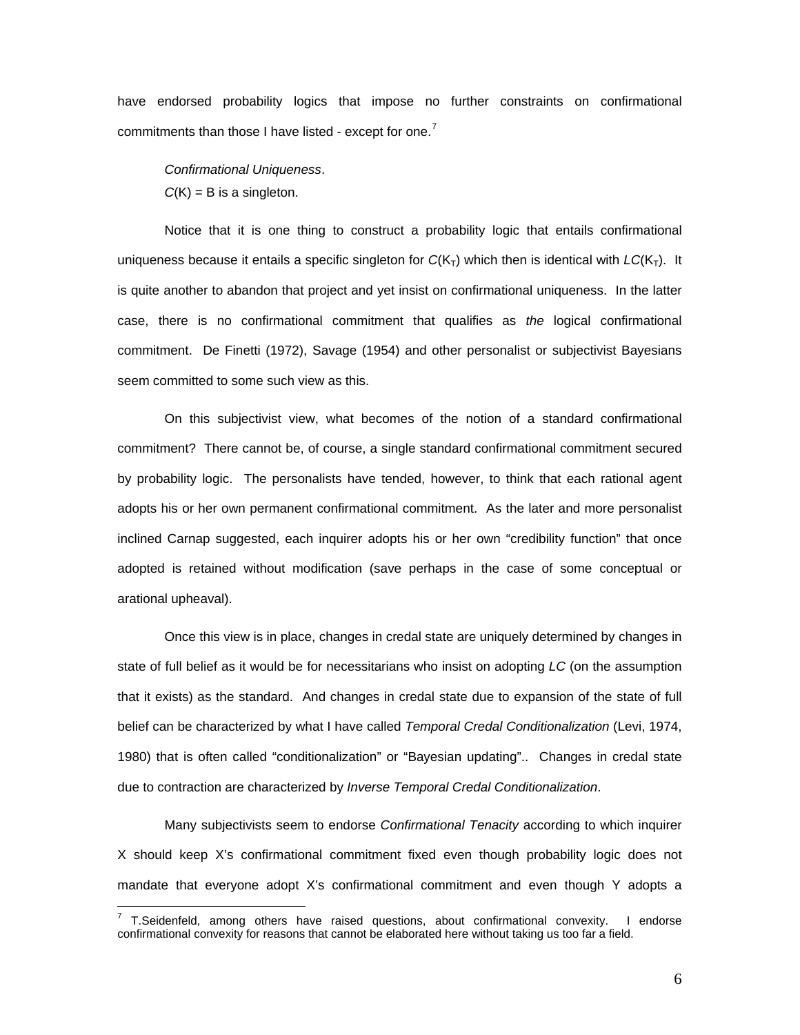have endorsed probability logics that impose no further constraints on confirmational commitments than those I have listed - except for one.[7]

*Confirmational Uniqueness*.
$C$(K) = B is a singleton.

Notice that it is one thing to construct a probability logic that entails confirmational uniqueness because it entails a specific singleton for $C(K_T)$ which then is identical with $LC(K_T)$. It is quite another to abandon that project and yet insist on confirmational uniqueness. In the latter case, there is no confirmational commitment that qualifies as *the* logical confirmational commitment. De Finetti (1972), Savage (1954) and other personalist or subjectivist Bayesians seem committed to some such view as this.

On this subjectivist view, what becomes of the notion of a standard confirmational commitment? There cannot be, of course, a single standard confirmational commitment secured by probability logic. The personalists have tended, however, to think that each rational agent adopts his or her own permanent confirmational commitment. As the later and more personalist inclined Carnap suggested, each inquirer adopts his or her own "credibility function" that once adopted is retained without modification (save perhaps in the case of some conceptual or arational upheaval).

Once this view is in place, changes in credal state are uniquely determined by changes in state of full belief as it would be for necessitarians who insist on adopting *LC* (on the assumption that it exists) as the standard. And changes in credal state due to expansion of the state of full belief can be characterized by what I have called *Temporal Credal Conditionalization* (Levi, 1974, 1980) that is often called "conditionalization" or "Bayesian updating".. Changes in credal state due to contraction are characterized by *Inverse Temporal Credal Conditionalization*.

Many subjectivists seem to endorse *Confirmational Tenacity* according to which inquirer X should keep X's confirmational commitment fixed even though probability logic does not mandate that everyone adopt X's confirmational commitment and even though Y adopts a

[7] T.Seidenfeld, among others have raised questions, about confirmational convexity. I endorse confirmational convexity for reasons that cannot be elaborated here without taking us too far a field.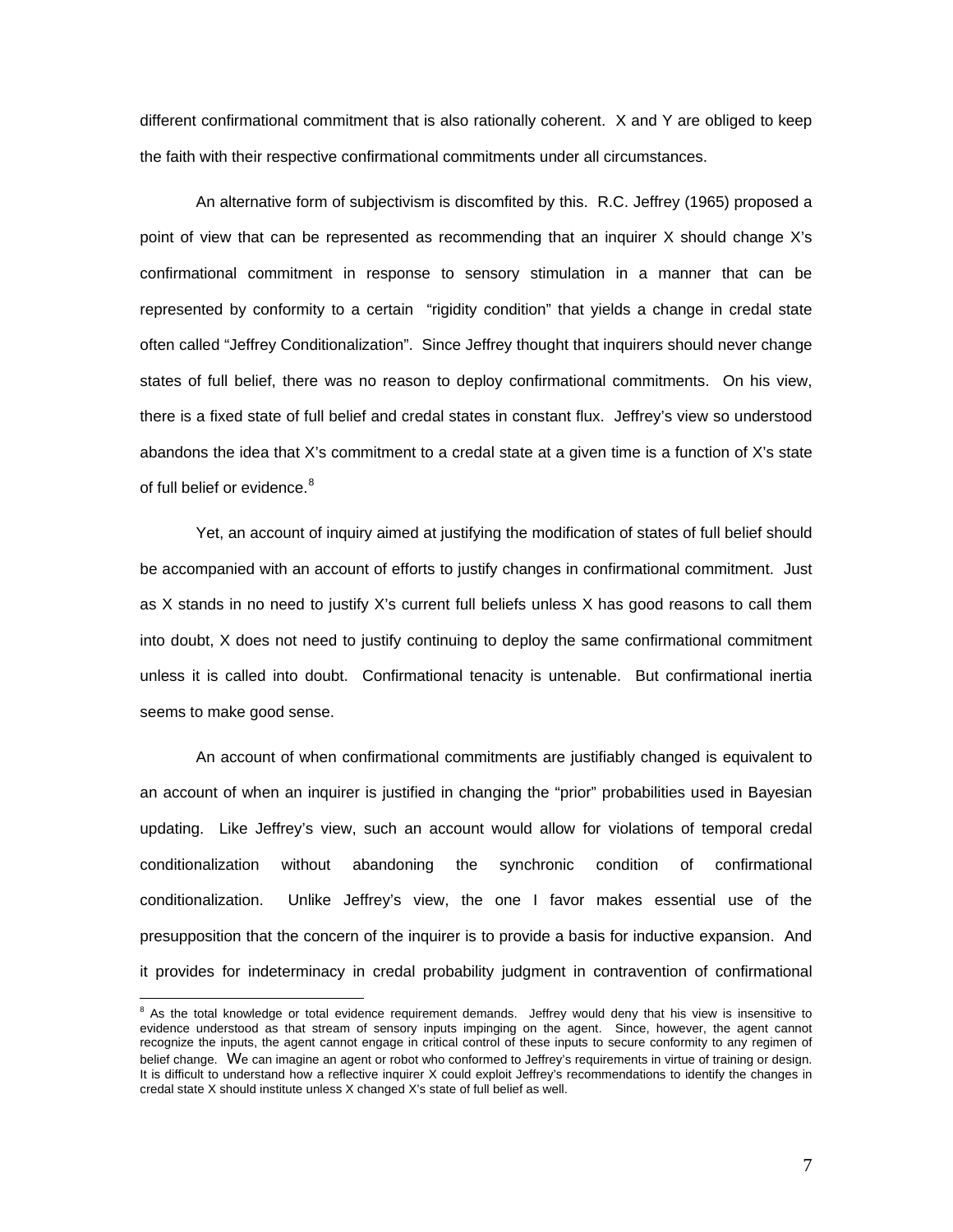different confirmational commitment that is also rationally coherent. X and Y are obliged to keep the faith with their respective confirmational commitments under all circumstances.

An alternative form of subjectivism is discomfited by this. R.C. Jeffrey (1965) proposed a point of view that can be represented as recommending that an inquirer X should change X's confirmational commitment in response to sensory stimulation in a manner that can be represented by conformity to a certain "rigidity condition" that yields a change in credal state often called "Jeffrey Conditionalization". Since Jeffrey thought that inquirers should never change states of full belief, there was no reason to deploy confirmational commitments. On his view, there is a fixed state of full belief and credal states in constant flux. Jeffrey's view so understood abandons the idea that X's commitment to a credal state at a given time is a function of X's state of full belief or evidence.[8]

Yet, an account of inquiry aimed at justifying the modification of states of full belief should be accompanied with an account of efforts to justify changes in confirmational commitment. Just as X stands in no need to justify X's current full beliefs unless X has good reasons to call them into doubt, X does not need to justify continuing to deploy the same confirmational commitment unless it is called into doubt. Confirmational tenacity is untenable. But confirmational inertia seems to make good sense.

An account of when confirmational commitments are justifiably changed is equivalent to an account of when an inquirer is justified in changing the "prior" probabilities used in Bayesian updating. Like Jeffrey's view, such an account would allow for violations of temporal credal conditionalization without abandoning the synchronic condition of confirmational conditionalization. Unlike Jeffrey's view, the one I favor makes essential use of the presupposition that the concern of the inquirer is to provide a basis for inductive expansion. And it provides for indeterminacy in credal probability judgment in contravention of confirmational

[8] As the total knowledge or total evidence requirement demands. Jeffrey would deny that his view is insensitive to evidence understood as that stream of sensory inputs impinging on the agent. Since, however, the agent cannot recognize the inputs, the agent cannot engage in critical control of these inputs to secure conformity to any regimen of belief change. We can imagine an agent or robot who conformed to Jeffrey's requirements in virtue of training or design. It is difficult to understand how a reflective inquirer X could exploit Jeffrey's recommendations to identify the changes in credal state X should institute unless X changed X's state of full belief as well.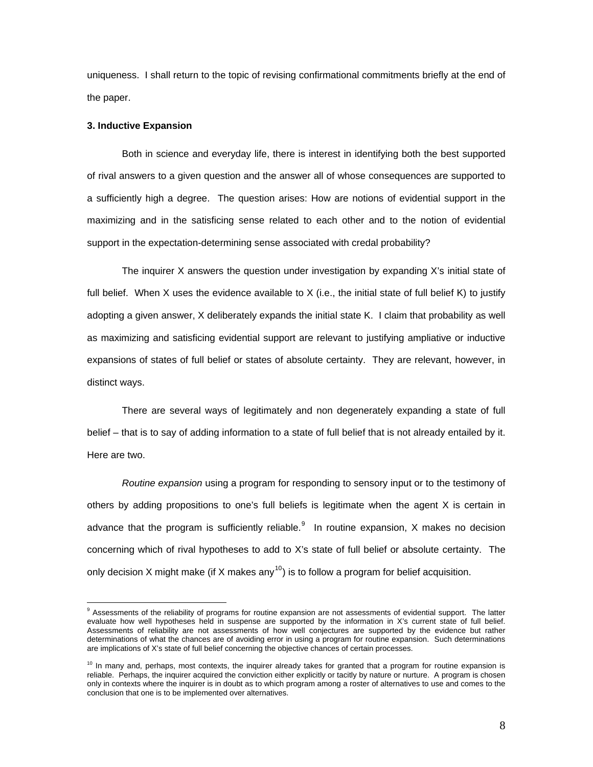uniqueness. I shall return to the topic of revising confirmational commitments briefly at the end of the paper.

### 3. Inductive Expansion

Both in science and everyday life, there is interest in identifying both the best supported of rival answers to a given question and the answer all of whose consequences are supported to a sufficiently high a degree. The question arises: How are notions of evidential support in the maximizing and in the satisficing sense related to each other and to the notion of evidential support in the expectation-determining sense associated with credal probability?

The inquirer X answers the question under investigation by expanding X's initial state of full belief. When X uses the evidence available to X (i.e., the initial state of full belief K) to justify adopting a given answer, X deliberately expands the initial state K. I claim that probability as well as maximizing and satisficing evidential support are relevant to justifying ampliative or inductive expansions of states of full belief or states of absolute certainty. They are relevant, however, in distinct ways.

There are several ways of legitimately and non degenerately expanding a state of full belief – that is to say of adding information to a state of full belief that is not already entailed by it. Here are two.

*Routine expansion* using a program for responding to sensory input or to the testimony of others by adding propositions to one's full beliefs is legitimate when the agent X is certain in advance that the program is sufficiently reliable.[9] In routine expansion, X makes no decision concerning which of rival hypotheses to add to X's state of full belief or absolute certainty. The only decision X might make (if X makes any[10]) is to follow a program for belief acquisition.

---

[9] Assessments of the reliability of programs for routine expansion are not assessments of evidential support. The latter evaluate how well hypotheses held in suspense are supported by the information in X's current state of full belief. Assessments of reliability are not assessments of how well conjectures are supported by the evidence but rather determinations of what the chances are of avoiding error in using a program for routine expansion. Such determinations are implications of X's state of full belief concerning the objective chances of certain processes.

[10] In many and, perhaps, most contexts, the inquirer already takes for granted that a program for routine expansion is reliable. Perhaps, the inquirer acquired the conviction either explicitly or tacitly by nature or nurture. A program is chosen only in contexts where the inquirer is in doubt as to which program among a roster of alternatives to use and comes to the conclusion that one is to be implemented over alternatives.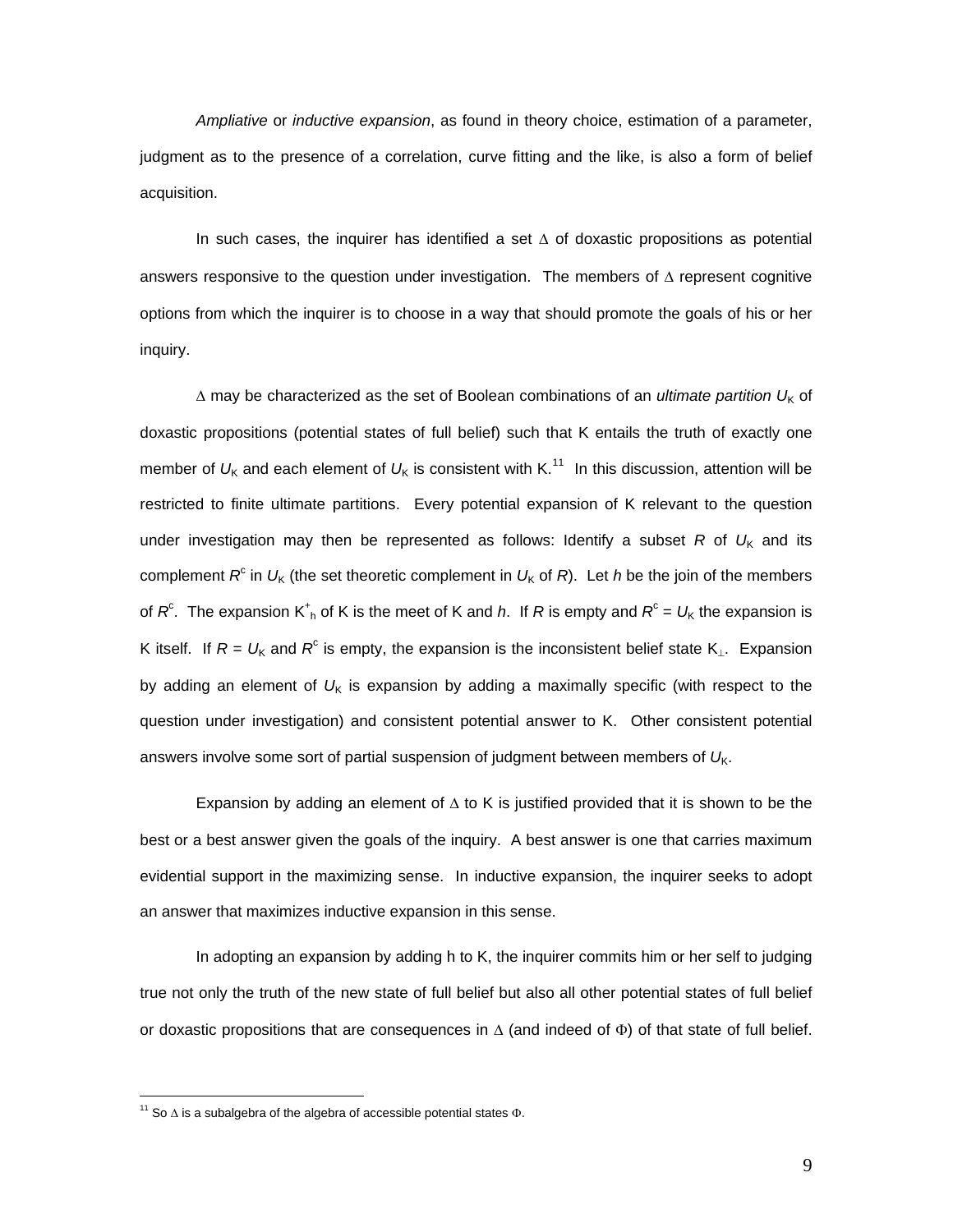*Ampliative* or *inductive expansion*, as found in theory choice, estimation of a parameter, judgment as to the presence of a correlation, curve fitting and the like, is also a form of belief acquisition.

In such cases, the inquirer has identified a set $\Delta$ of doxastic propositions as potential answers responsive to the question under investigation. The members of $\Delta$ represent cognitive options from which the inquirer is to choose in a way that should promote the goals of his or her inquiry.

$\Delta$ may be characterized as the set of Boolean combinations of an *ultimate partition* $U_K$ of doxastic propositions (potential states of full belief) such that K entails the truth of exactly one member of $U_K$ and each element of $U_K$ is consistent with K.[11] In this discussion, attention will be restricted to finite ultimate partitions. Every potential expansion of K relevant to the question under investigation may then be represented as follows: Identify a subset $R$ of $U_K$ and its complement $R^c$ in $U_K$ (the set theoretic complement in $U_K$ of $R$). Let $h$ be the join of the members of $R^c$. The expansion $K^+_h$ of K is the meet of K and $h$. If $R$ is empty and $R^c = U_K$ the expansion is K itself. If $R = U_K$ and $R^c$ is empty, the expansion is the inconsistent belief state $K_\perp$. Expansion by adding an element of $U_K$ is expansion by adding a maximally specific (with respect to the question under investigation) and consistent potential answer to K. Other consistent potential answers involve some sort of partial suspension of judgment between members of $U_K$.

Expansion by adding an element of $\Delta$ to K is justified provided that it is shown to be the best or a best answer given the goals of the inquiry. A best answer is one that carries maximum evidential support in the maximizing sense. In inductive expansion, the inquirer seeks to adopt an answer that maximizes inductive expansion in this sense.

In adopting an expansion by adding h to K, the inquirer commits him or her self to judging true not only the truth of the new state of full belief but also all other potential states of full belief or doxastic propositions that are consequences in $\Delta$ (and indeed of $\Phi$) of that state of full belief.

[11] So $\Delta$ is a subalgebra of the algebra of accessible potential states $\Phi$.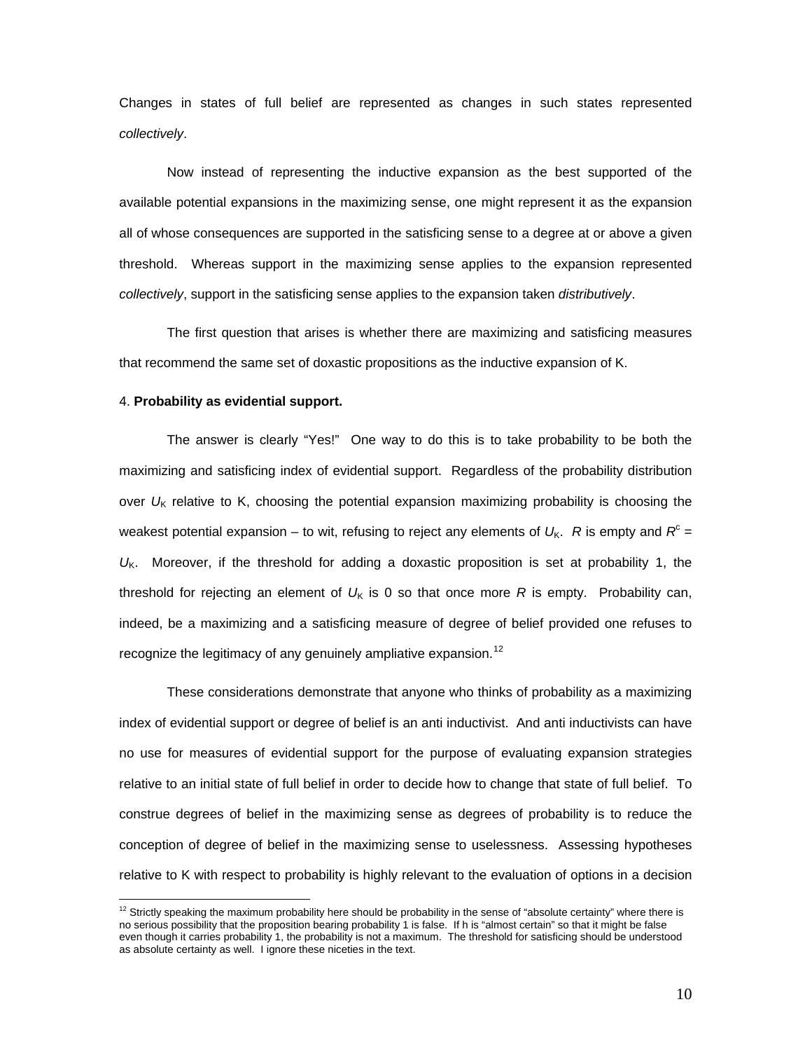Changes in states of full belief are represented as changes in such states represented *collectively*.

Now instead of representing the inductive expansion as the best supported of the available potential expansions in the maximizing sense, one might represent it as the expansion all of whose consequences are supported in the satisficing sense to a degree at or above a given threshold. Whereas support in the maximizing sense applies to the expansion represented *collectively*, support in the satisficing sense applies to the expansion taken *distributively*.

The first question that arises is whether there are maximizing and satisficing measures that recommend the same set of doxastic propositions as the inductive expansion of K.

4. **Probability as evidential support.**

The answer is clearly "Yes!" One way to do this is to take probability to be both the maximizing and satisficing index of evidential support. Regardless of the probability distribution over $U_K$ relative to K, choosing the potential expansion maximizing probability is choosing the weakest potential expansion – to wit, refusing to reject any elements of $U_K$. $R$ is empty and $R^c = U_K$. Moreover, if the threshold for adding a doxastic proposition is set at probability 1, the threshold for rejecting an element of $U_K$ is 0 so that once more $R$ is empty. Probability can, indeed, be a maximizing and a satisficing measure of degree of belief provided one refuses to recognize the legitimacy of any genuinely ampliative expansion.[12]

These considerations demonstrate that anyone who thinks of probability as a maximizing index of evidential support or degree of belief is an anti inductivist. And anti inductivists can have no use for measures of evidential support for the purpose of evaluating expansion strategies relative to an initial state of full belief in order to decide how to change that state of full belief. To construe degrees of belief in the maximizing sense as degrees of probability is to reduce the conception of degree of belief in the maximizing sense to uselessness. Assessing hypotheses relative to K with respect to probability is highly relevant to the evaluation of options in a decision

---

[12] Strictly speaking the maximum probability here should be probability in the sense of "absolute certainty" where there is no serious possibility that the proposition bearing probability 1 is false. If h is "almost certain" so that it might be false even though it carries probability 1, the probability is not a maximum. The threshold for satisficing should be understood as absolute certainty as well. I ignore these niceties in the text.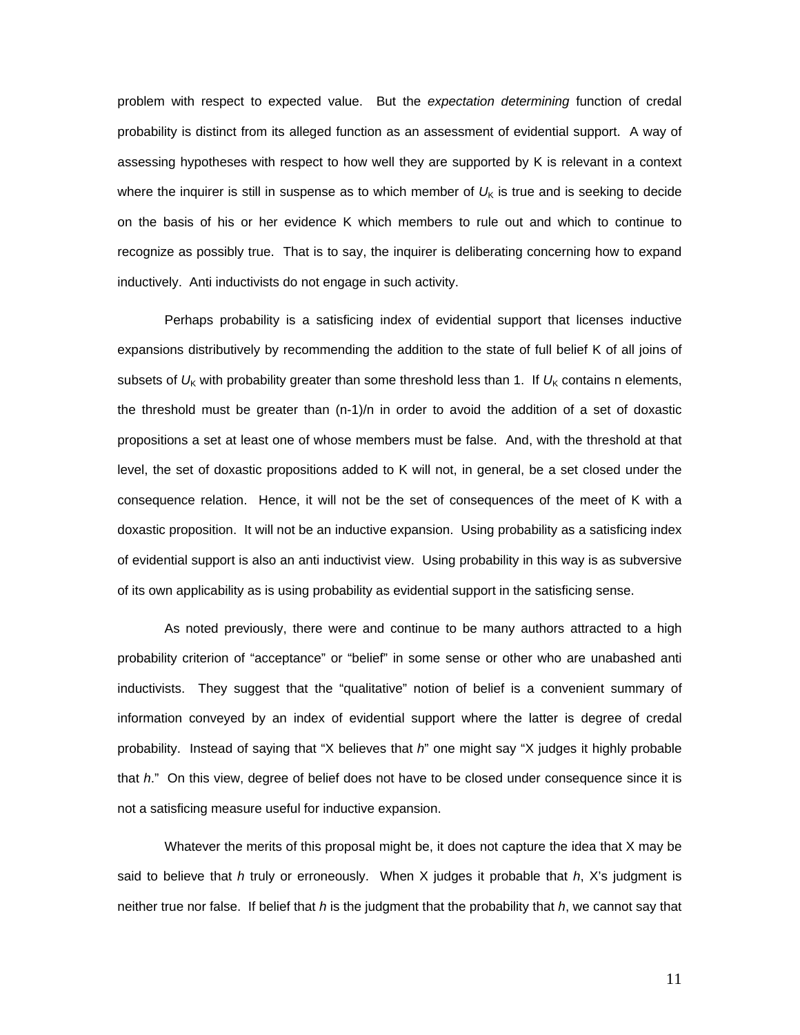problem with respect to expected value. But the *expectation determining* function of credal probability is distinct from its alleged function as an assessment of evidential support. A way of assessing hypotheses with respect to how well they are supported by K is relevant in a context where the inquirer is still in suspense as to which member of $U_K$ is true and is seeking to decide on the basis of his or her evidence K which members to rule out and which to continue to recognize as possibly true. That is to say, the inquirer is deliberating concerning how to expand inductively. Anti inductivists do not engage in such activity.

Perhaps probability is a satisficing index of evidential support that licenses inductive expansions distributively by recommending the addition to the state of full belief K of all joins of subsets of $U_K$ with probability greater than some threshold less than 1. If $U_K$ contains n elements, the threshold must be greater than (n-1)/n in order to avoid the addition of a set of doxastic propositions a set at least one of whose members must be false. And, with the threshold at that level, the set of doxastic propositions added to K will not, in general, be a set closed under the consequence relation. Hence, it will not be the set of consequences of the meet of K with a doxastic proposition. It will not be an inductive expansion. Using probability as a satisficing index of evidential support is also an anti inductivist view. Using probability in this way is as subversive of its own applicability as is using probability as evidential support in the satisficing sense.

As noted previously, there were and continue to be many authors attracted to a high probability criterion of "acceptance" or "belief" in some sense or other who are unabashed anti inductivists. They suggest that the "qualitative" notion of belief is a convenient summary of information conveyed by an index of evidential support where the latter is degree of credal probability. Instead of saying that "X believes that *h*" one might say "X judges it highly probable that *h*." On this view, degree of belief does not have to be closed under consequence since it is not a satisficing measure useful for inductive expansion.

Whatever the merits of this proposal might be, it does not capture the idea that X may be said to believe that *h* truly or erroneously. When X judges it probable that *h*, X's judgment is neither true nor false. If belief that *h* is the judgment that the probability that *h*, we cannot say that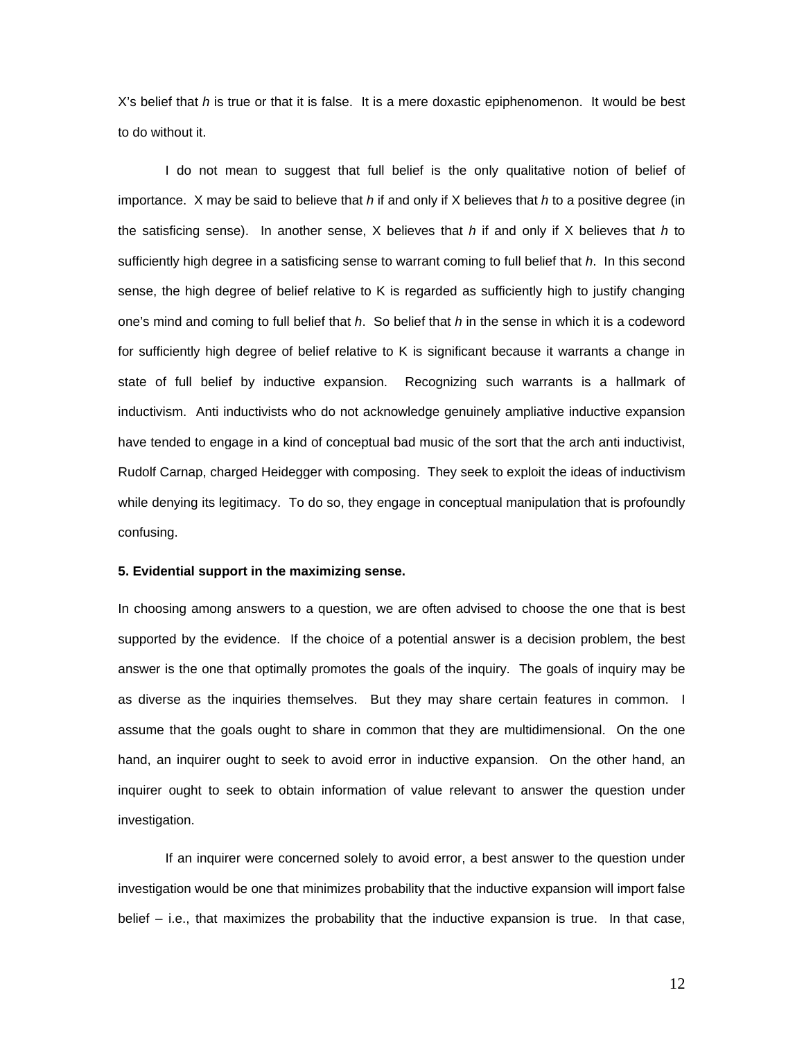X's belief that *h* is true or that it is false. It is a mere doxastic epiphenomenon. It would be best to do without it.

I do not mean to suggest that full belief is the only qualitative notion of belief of importance. X may be said to believe that *h* if and only if X believes that *h* to a positive degree (in the satisficing sense). In another sense, X believes that *h* if and only if X believes that *h* to sufficiently high degree in a satisficing sense to warrant coming to full belief that *h*. In this second sense, the high degree of belief relative to K is regarded as sufficiently high to justify changing one's mind and coming to full belief that *h*. So belief that *h* in the sense in which it is a codeword for sufficiently high degree of belief relative to K is significant because it warrants a change in state of full belief by inductive expansion. Recognizing such warrants is a hallmark of inductivism. Anti inductivists who do not acknowledge genuinely ampliative inductive expansion have tended to engage in a kind of conceptual bad music of the sort that the arch anti inductivist, Rudolf Carnap, charged Heidegger with composing. They seek to exploit the ideas of inductivism while denying its legitimacy. To do so, they engage in conceptual manipulation that is profoundly confusing.

**5. Evidential support in the maximizing sense.**

In choosing among answers to a question, we are often advised to choose the one that is best supported by the evidence. If the choice of a potential answer is a decision problem, the best answer is the one that optimally promotes the goals of the inquiry. The goals of inquiry may be as diverse as the inquiries themselves. But they may share certain features in common. I assume that the goals ought to share in common that they are multidimensional. On the one hand, an inquirer ought to seek to avoid error in inductive expansion. On the other hand, an inquirer ought to seek to obtain information of value relevant to answer the question under investigation.

If an inquirer were concerned solely to avoid error, a best answer to the question under investigation would be one that minimizes probability that the inductive expansion will import false belief – i.e., that maximizes the probability that the inductive expansion is true. In that case,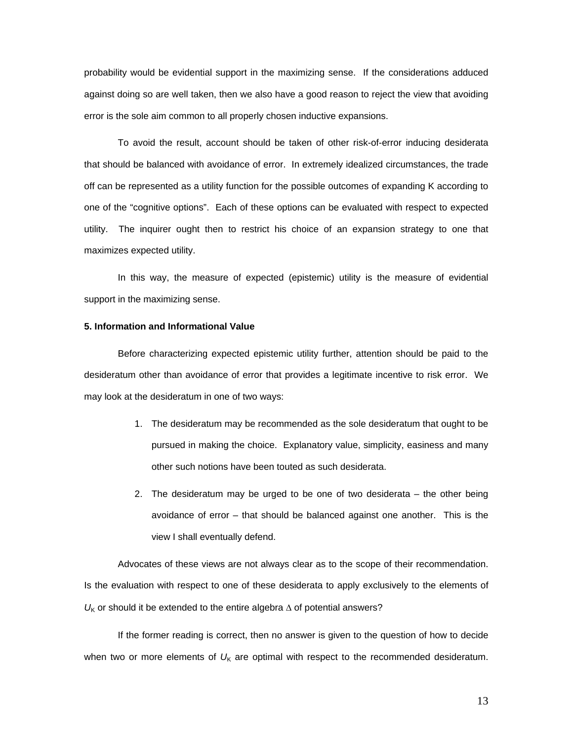probability would be evidential support in the maximizing sense. If the considerations adduced against doing so are well taken, then we also have a good reason to reject the view that avoiding error is the sole aim common to all properly chosen inductive expansions.

To avoid the result, account should be taken of other risk-of-error inducing desiderata that should be balanced with avoidance of error. In extremely idealized circumstances, the trade off can be represented as a utility function for the possible outcomes of expanding K according to one of the "cognitive options". Each of these options can be evaluated with respect to expected utility. The inquirer ought then to restrict his choice of an expansion strategy to one that maximizes expected utility.

In this way, the measure of expected (epistemic) utility is the measure of evidential support in the maximizing sense.

**5. Information and Informational Value**

Before characterizing expected epistemic utility further, attention should be paid to the desideratum other than avoidance of error that provides a legitimate incentive to risk error. We may look at the desideratum in one of two ways:

1. The desideratum may be recommended as the sole desideratum that ought to be pursued in making the choice. Explanatory value, simplicity, easiness and many other such notions have been touted as such desiderata.

2. The desideratum may be urged to be one of two desiderata – the other being avoidance of error – that should be balanced against one another. This is the view I shall eventually defend.

Advocates of these views are not always clear as to the scope of their recommendation. Is the evaluation with respect to one of these desiderata to apply exclusively to the elements of $U_K$ or should it be extended to the entire algebra $\Delta$ of potential answers?

If the former reading is correct, then no answer is given to the question of how to decide when two or more elements of $U_K$ are optimal with respect to the recommended desideratum.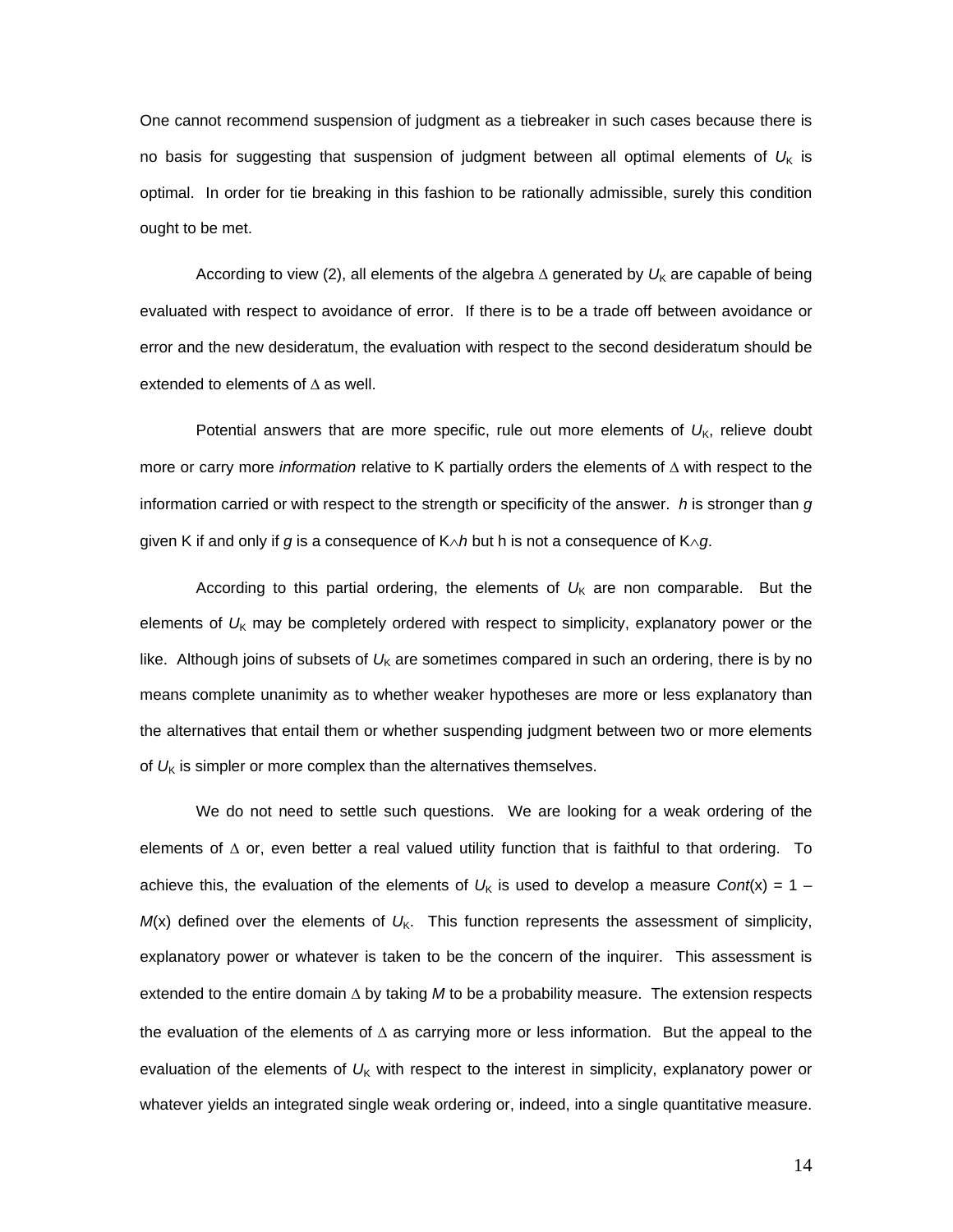One cannot recommend suspension of judgment as a tiebreaker in such cases because there is no basis for suggesting that suspension of judgment between all optimal elements of $U_K$ is optimal. In order for tie breaking in this fashion to be rationally admissible, surely this condition ought to be met.

According to view (2), all elements of the algebra $\Delta$ generated by $U_K$ are capable of being evaluated with respect to avoidance of error. If there is to be a trade off between avoidance or error and the new desideratum, the evaluation with respect to the second desideratum should be extended to elements of $\Delta$ as well.

Potential answers that are more specific, rule out more elements of $U_K$, relieve doubt more or carry more *information* relative to K partially orders the elements of $\Delta$ with respect to the information carried or with respect to the strength or specificity of the answer. *h* is stronger than *g* given K if and only if *g* is a consequence of $K \wedge h$ but h is not a consequence of $K \wedge g$.

According to this partial ordering, the elements of $U_K$ are non comparable. But the elements of $U_K$ may be completely ordered with respect to simplicity, explanatory power or the like. Although joins of subsets of $U_K$ are sometimes compared in such an ordering, there is by no means complete unanimity as to whether weaker hypotheses are more or less explanatory than the alternatives that entail them or whether suspending judgment between two or more elements of $U_K$ is simpler or more complex than the alternatives themselves.

We do not need to settle such questions. We are looking for a weak ordering of the elements of $\Delta$ or, even better a real valued utility function that is faithful to that ordering. To achieve this, the evaluation of the elements of $U_K$ is used to develop a measure $Cont(x) = 1 - M(x)$ defined over the elements of $U_K$. This function represents the assessment of simplicity, explanatory power or whatever is taken to be the concern of the inquirer. This assessment is extended to the entire domain $\Delta$ by taking *M* to be a probability measure. The extension respects the evaluation of the elements of $\Delta$ as carrying more or less information. But the appeal to the evaluation of the elements of $U_K$ with respect to the interest in simplicity, explanatory power or whatever yields an integrated single weak ordering or, indeed, into a single quantitative measure.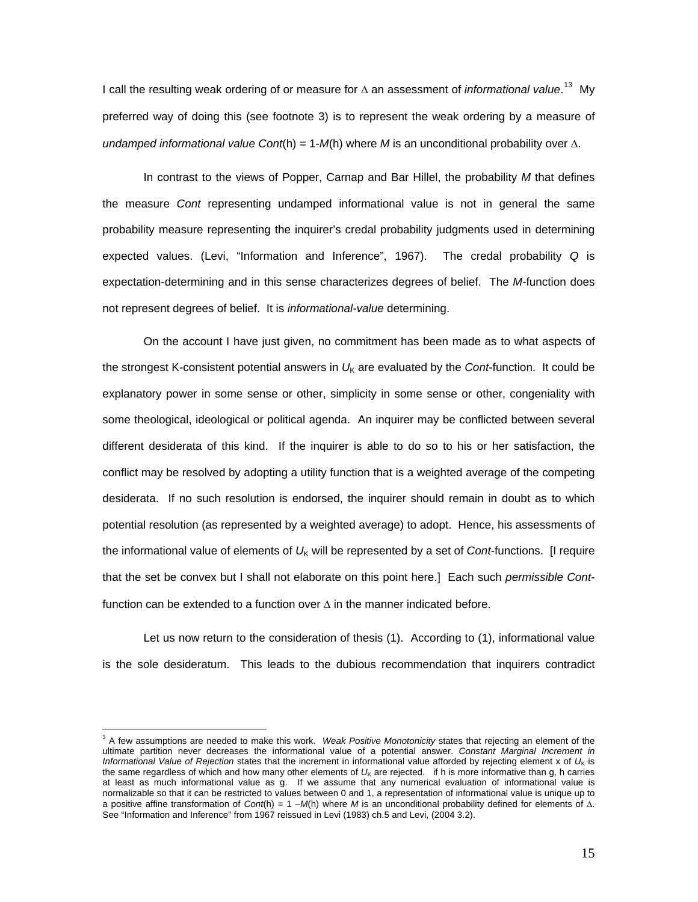I call the resulting weak ordering of or measure for $\Delta$ an assessment of *informational value*.[13] My preferred way of doing this (see footnote 3) is to represent the weak ordering by a measure of *undamped informational value Cont*(h) = 1-*M*(h) where *M* is an unconditional probability over $\Delta$.

In contrast to the views of Popper, Carnap and Bar Hillel, the probability *M* that defines the measure *Cont* representing undamped informational value is not in general the same probability measure representing the inquirer's credal probability judgments used in determining expected values. (Levi, "Information and Inference", 1967). The credal probability *Q* is expectation-determining and in this sense characterizes degrees of belief. The *M*-function does not represent degrees of belief. It is *informational-value* determining.

On the account I have just given, no commitment has been made as to what aspects of the strongest K-consistent potential answers in $U_K$ are evaluated by the *Cont*-function. It could be explanatory power in some sense or other, simplicity in some sense or other, congeniality with some theological, ideological or political agenda. An inquirer may be conflicted between several different desiderata of this kind. If the inquirer is able to do so to his or her satisfaction, the conflict may be resolved by adopting a utility function that is a weighted average of the competing desiderata. If no such resolution is endorsed, the inquirer should remain in doubt as to which potential resolution (as represented by a weighted average) to adopt. Hence, his assessments of the informational value of elements of $U_K$ will be represented by a set of *Cont*-functions. [I require that the set be convex but I shall not elaborate on this point here.] Each such *permissible Cont*-function can be extended to a function over $\Delta$ in the manner indicated before.

Let us now return to the consideration of thesis (1). According to (1), informational value is the sole desideratum. This leads to the dubious recommendation that inquirers contradict

---

[3] A few assumptions are needed to make this work. *Weak Positive Monotonicity* states that rejecting an element of the ultimate partition never decreases the informational value of a potential answer. *Constant Marginal Increment in Informational Value of Rejection* states that the increment in informational value afforded by rejecting element x of $U_K$ is the same regardless of which and how many other elements of $U_K$ are rejected. if h is more informative than g, h carries at least as much informational value as g. If we assume that any numerical evaluation of informational value is normalizable so that it can be restricted to values between 0 and 1, a representation of informational value is unique up to a positive affine transformation of *Cont*(h) = 1 –*M*(h) where *M* is an unconditional probability defined for elements of $\Delta$. See "Information and Inference" from 1967 reissued in Levi (1983) ch.5 and Levi, (2004 3.2).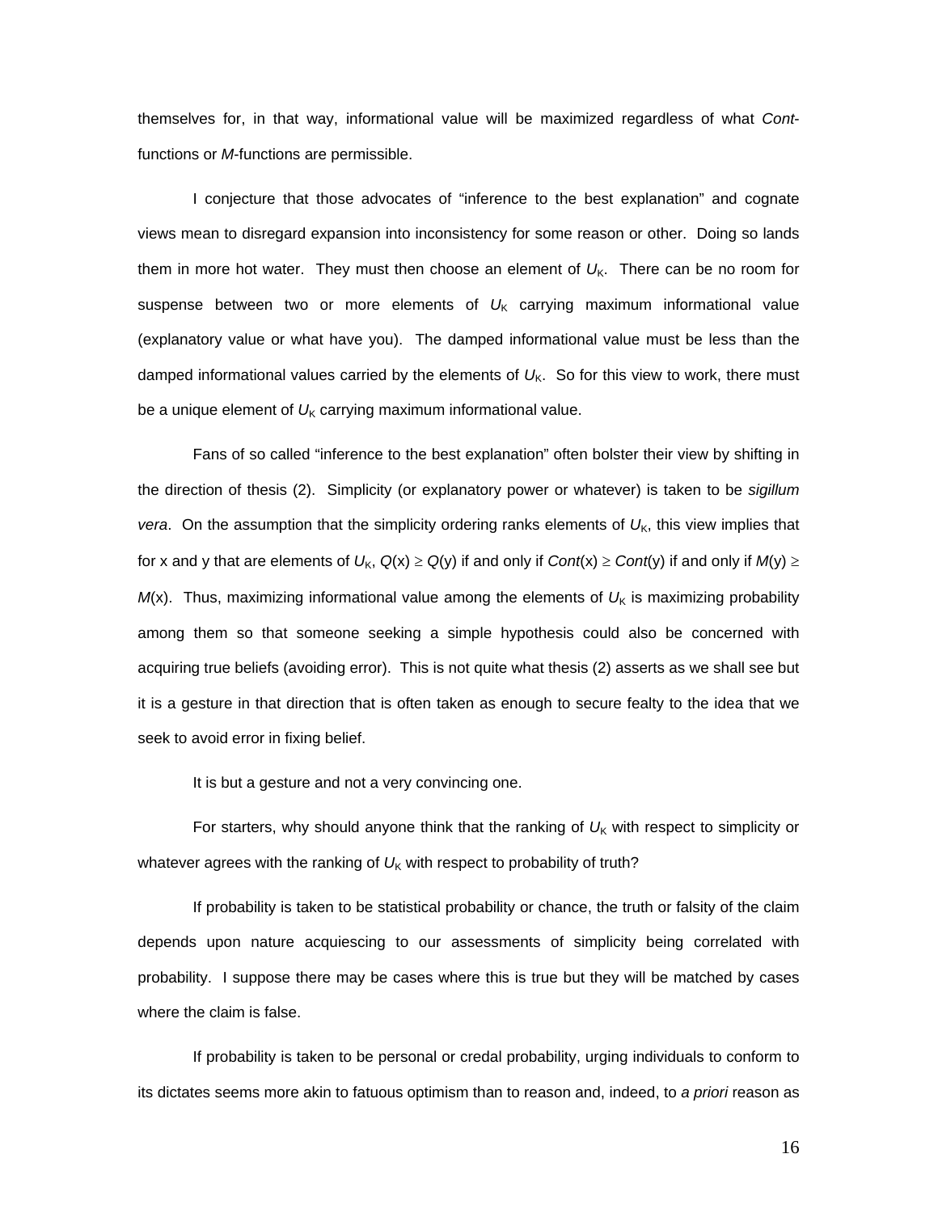themselves for, in that way, informational value will be maximized regardless of what *Cont*-functions or *M*-functions are permissible.

I conjecture that those advocates of "inference to the best explanation" and cognate views mean to disregard expansion into inconsistency for some reason or other. Doing so lands them in more hot water. They must then choose an element of $U_K$. There can be no room for suspense between two or more elements of $U_K$ carrying maximum informational value (explanatory value or what have you). The damped informational value must be less than the damped informational values carried by the elements of $U_K$. So for this view to work, there must be a unique element of $U_K$ carrying maximum informational value.

Fans of so called "inference to the best explanation" often bolster their view by shifting in the direction of thesis (2). Simplicity (or explanatory power or whatever) is taken to be *sigillum vera*. On the assumption that the simplicity ordering ranks elements of $U_K$, this view implies that for x and y that are elements of $U_K$, $Q(x) \geq Q(y)$ if and only if $Cont(x) \geq Cont(y)$ if and only if $M(y) \geq M(x)$. Thus, maximizing informational value among the elements of $U_K$ is maximizing probability among them so that someone seeking a simple hypothesis could also be concerned with acquiring true beliefs (avoiding error). This is not quite what thesis (2) asserts as we shall see but it is a gesture in that direction that is often taken as enough to secure fealty to the idea that we seek to avoid error in fixing belief.

It is but a gesture and not a very convincing one.

For starters, why should anyone think that the ranking of $U_K$ with respect to simplicity or whatever agrees with the ranking of $U_K$ with respect to probability of truth?

If probability is taken to be statistical probability or chance, the truth or falsity of the claim depends upon nature acquiescing to our assessments of simplicity being correlated with probability. I suppose there may be cases where this is true but they will be matched by cases where the claim is false.

If probability is taken to be personal or credal probability, urging individuals to conform to its dictates seems more akin to fatuous optimism than to reason and, indeed, to *a priori* reason as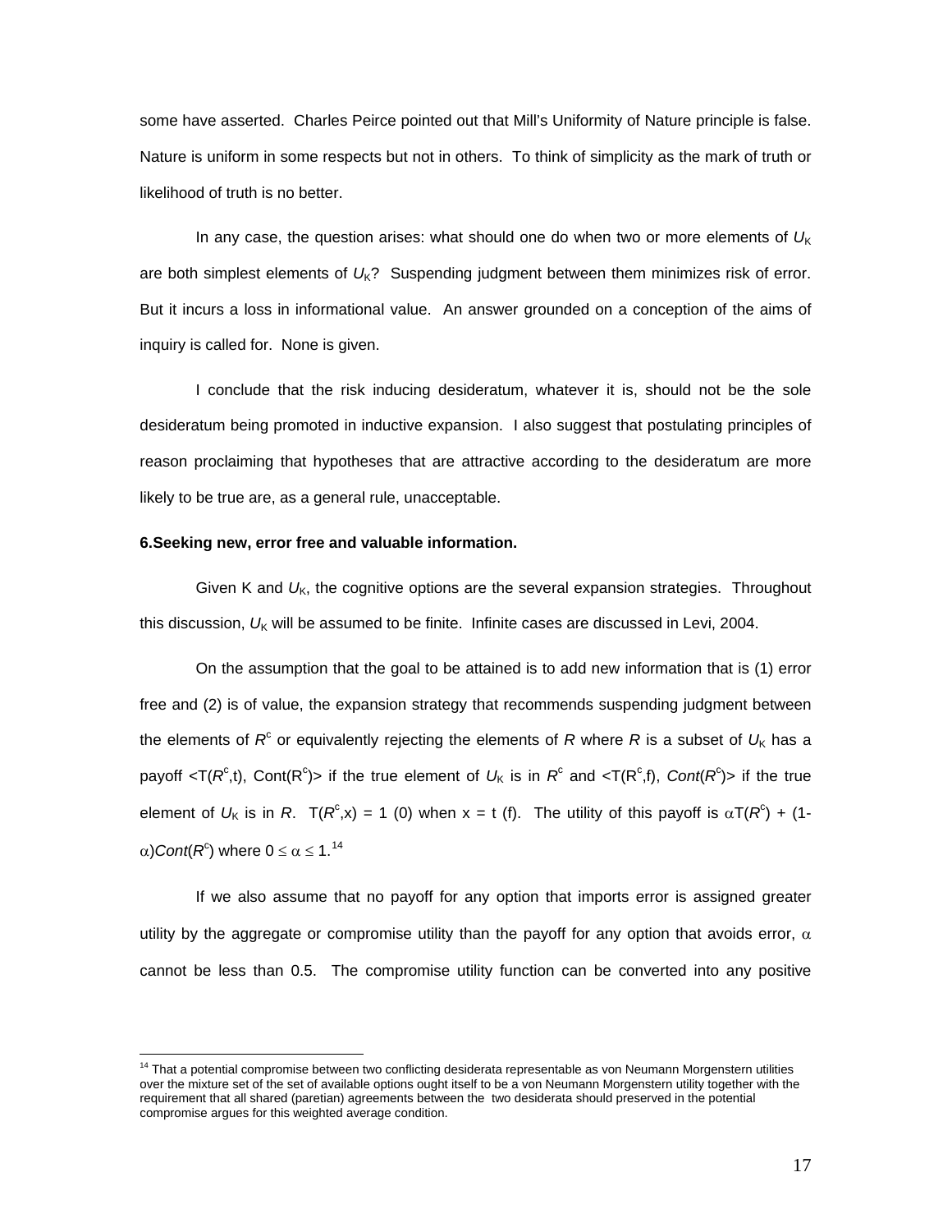some have asserted. Charles Peirce pointed out that Mill's Uniformity of Nature principle is false. Nature is uniform in some respects but not in others. To think of simplicity as the mark of truth or likelihood of truth is no better.

In any case, the question arises: what should one do when two or more elements of $U_K$ are both simplest elements of $U_K$? Suspending judgment between them minimizes risk of error. But it incurs a loss in informational value. An answer grounded on a conception of the aims of inquiry is called for. None is given.

I conclude that the risk inducing desideratum, whatever it is, should not be the sole desideratum being promoted in inductive expansion. I also suggest that postulating principles of reason proclaiming that hypotheses that are attractive according to the desideratum are more likely to be true are, as a general rule, unacceptable.

**6.Seeking new, error free and valuable information.**

Given K and $U_K$, the cognitive options are the several expansion strategies. Throughout this discussion, $U_K$ will be assumed to be finite. Infinite cases are discussed in Levi, 2004.

On the assumption that the goal to be attained is to add new information that is (1) error free and (2) is of value, the expansion strategy that recommends suspending judgment between the elements of $R^c$ or equivalently rejecting the elements of $R$ where $R$ is a subset of $U_K$ has a payoff $<T(R^c,t), Cont(R^c)>$ if the true element of $U_K$ is in $R^c$ and $<T(R^c,f), Cont(R^c)>$ if the true element of $U_K$ is in $R$. $T(R^c,x) = 1$ (0) when x = t (f). The utility of this payoff is $\alpha T(R^c) + (1-\alpha)Cont(R^c)$ where $0 \leq \alpha \leq 1$.[14]

If we also assume that no payoff for any option that imports error is assigned greater utility by the aggregate or compromise utility than the payoff for any option that avoids error, $\alpha$ cannot be less than 0.5. The compromise utility function can be converted into any positive

[14] That a potential compromise between two conflicting desiderata representable as von Neumann Morgenstern utilities over the mixture set of the set of available options ought itself to be a von Neumann Morgenstern utility together with the requirement that all shared (paretian) agreements between the two desiderata should preserved in the potential compromise argues for this weighted average condition.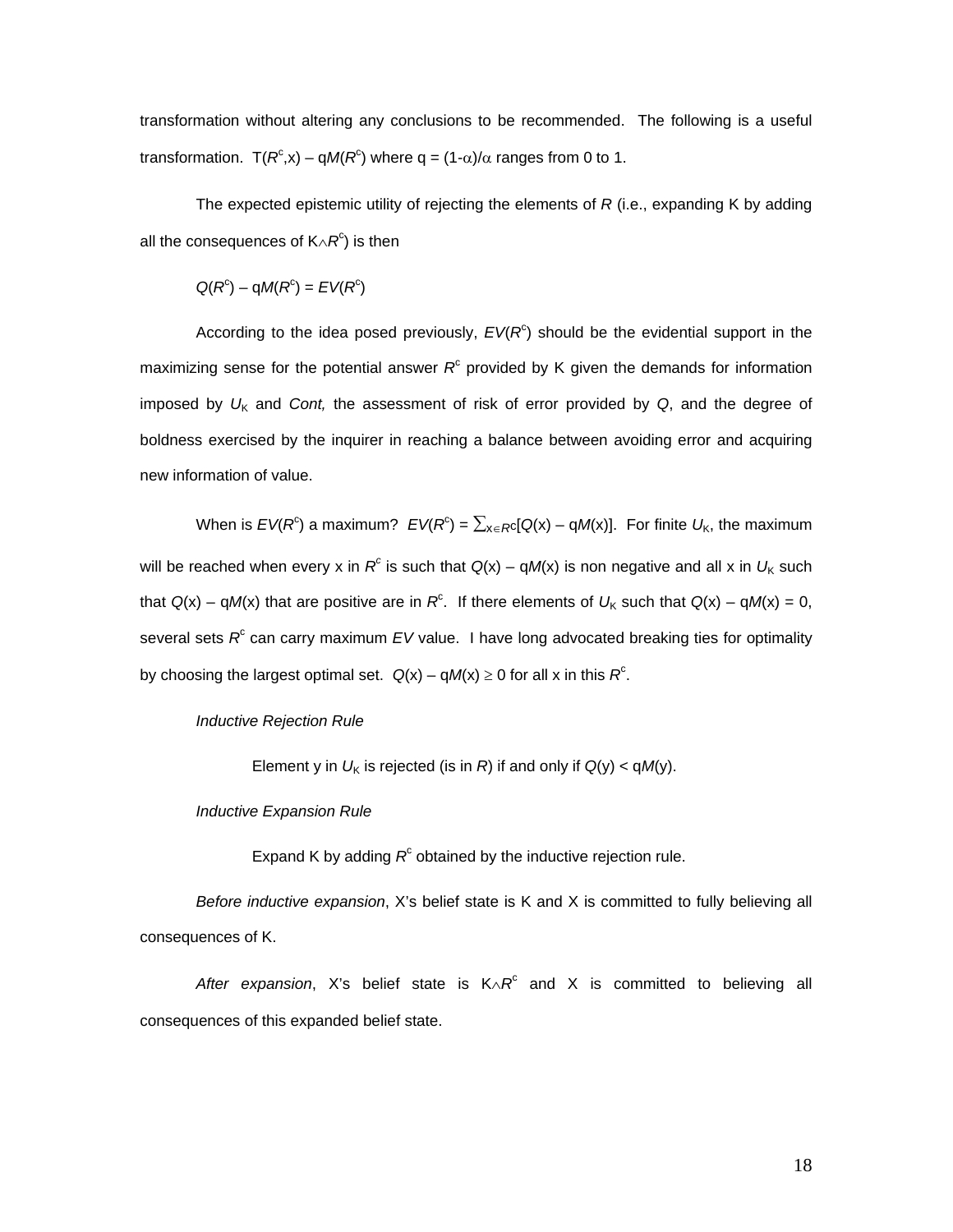transformation without altering any conclusions to be recommended. The following is a useful transformation. $T(R^c,x) – qM(R^c)$ where $q = (1-\alpha)/\alpha$ ranges from 0 to 1.

The expected epistemic utility of rejecting the elements of *R* (i.e., expanding K by adding all the consequences of $K \wedge R^c$) is then

$Q(R^c) – qM(R^c) = EV(R^c)$

According to the idea posed previously, $EV(R^c)$ should be the evidential support in the maximizing sense for the potential answer $R^c$ provided by K given the demands for information imposed by $U_K$ and *Cont,* the assessment of risk of error provided by *Q*, and the degree of boldness exercised by the inquirer in reaching a balance between avoiding error and acquiring new information of value.

When is $EV(R^c)$ a maximum? $EV(R^c) = \sum_{x \in R^c}[Q(x) – qM(x)]$. For finite $U_K$, the maximum will be reached when every x in $R^c$ is such that $Q(x) – qM(x)$ is non negative and all x in $U_K$ such that $Q(x) – qM(x)$ that are positive are in $R^c$. If there elements of $U_K$ such that $Q(x) – qM(x) = 0$, several sets $R^c$ can carry maximum *EV* value. I have long advocated breaking ties for optimality by choosing the largest optimal set. $Q(x) – qM(x) \geq 0$ for all x in this $R^c$.

*Inductive Rejection Rule*

> Element y in $U_K$ is rejected (is in *R*) if and only if $Q(y) < qM(y)$.

*Inductive Expansion Rule*

> Expand K by adding $R^c$ obtained by the inductive rejection rule.

*Before inductive expansion*, X's belief state is K and X is committed to fully believing all consequences of K.

*After expansion*, X's belief state is $K \wedge R^c$ and X is committed to believing all consequences of this expanded belief state.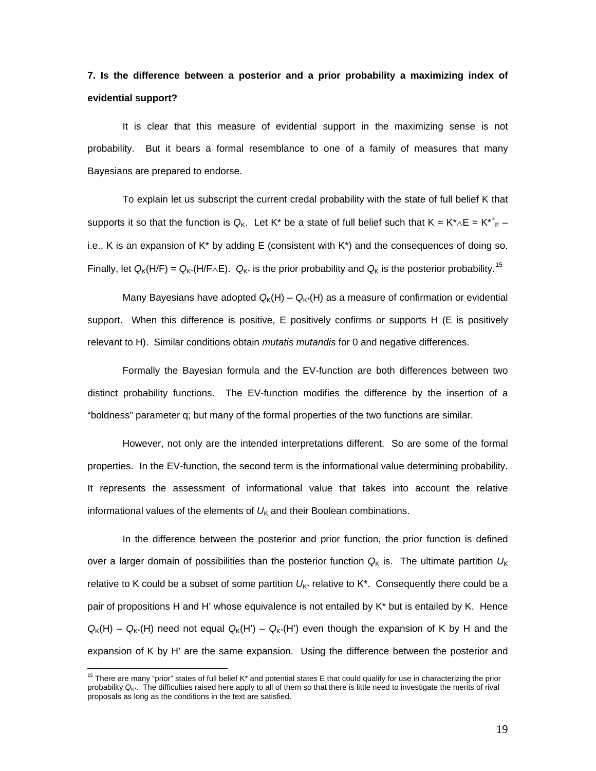**7. Is the difference between a posterior and a prior probability a maximizing index of evidential support?**

It is clear that this measure of evidential support in the maximizing sense is not probability. But it bears a formal resemblance to one of a family of measures that many Bayesians are prepared to endorse.

To explain let us subscript the current credal probability with the state of full belief K that supports it so that the function is $Q_K$. Let K* be a state of full belief such that K = K*∧E = $K^{*+}_{E}$ – i.e., K is an expansion of K* by adding E (consistent with K*) and the consequences of doing so. Finally, let $Q_K$(H/F) = $Q_{K^*}$(H/F∧E). $Q_{K^*}$ is the prior probability and $Q_K$ is the posterior probability.[15]

Many Bayesians have adopted $Q_K$(H) – $Q_{K^*}$(H) as a measure of confirmation or evidential support. When this difference is positive, E positively confirms or supports H (E is positively relevant to H). Similar conditions obtain *mutatis mutandis* for 0 and negative differences.

Formally the Bayesian formula and the EV-function are both differences between two distinct probability functions. The EV-function modifies the difference by the insertion of a "boldness" parameter q; but many of the formal properties of the two functions are similar.

However, not only are the intended interpretations different. So are some of the formal properties. In the EV-function, the second term is the informational value determining probability. It represents the assessment of informational value that takes into account the relative informational values of the elements of $U_K$ and their Boolean combinations.

In the difference between the posterior and prior function, the prior function is defined over a larger domain of possibilities than the posterior function $Q_K$ is. The ultimate partition $U_K$ relative to K could be a subset of some partition $U_{K^*}$ relative to K*. Consequently there could be a pair of propositions H and H' whose equivalence is not entailed by K* but is entailed by K. Hence $Q_K$(H) – $Q_{K^*}$(H) need not equal $Q_K$(H') – $Q_{K^*}$(H') even though the expansion of K by H and the expansion of K by H' are the same expansion. Using the difference between the posterior and

[15] There are many "prior" states of full belief K* and potential states E that could qualify for use in characterizing the prior probability $Q_{K^*}$. The difficulties raised here apply to all of them so that there is little need to investigate the merits of rival proposals as long as the conditions in the text are satisfied.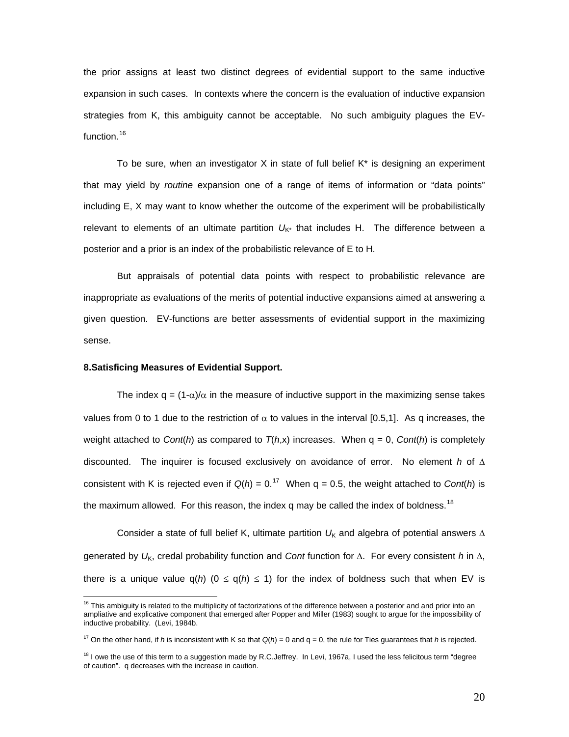the prior assigns at least two distinct degrees of evidential support to the same inductive expansion in such cases. In contexts where the concern is the evaluation of inductive expansion strategies from K, this ambiguity cannot be acceptable. No such ambiguity plagues the EV-function.[16]

To be sure, when an investigator X in state of full belief K* is designing an experiment that may yield by *routine* expansion one of a range of items of information or "data points" including E, X may want to know whether the outcome of the experiment will be probabilistically relevant to elements of an ultimate partition $U_{K^*}$ that includes H. The difference between a posterior and a prior is an index of the probabilistic relevance of E to H.

But appraisals of potential data points with respect to probabilistic relevance are inappropriate as evaluations of the merits of potential inductive expansions aimed at answering a given question. EV-functions are better assessments of evidential support in the maximizing sense.

**8.Satisficing Measures of Evidential Support.**

The index $q = (1-\alpha)/\alpha$ in the measure of inductive support in the maximizing sense takes values from 0 to 1 due to the restriction of $\alpha$ to values in the interval [0.5,1]. As q increases, the weight attached to *Cont*($h$) as compared to $T(h,x)$ increases. When q = 0, *Cont*($h$) is completely discounted. The inquirer is focused exclusively on avoidance of error. No element $h$ of $\Delta$ consistent with K is rejected even if $Q(h) = 0$.[17] When q = 0.5, the weight attached to *Cont*($h$) is the maximum allowed. For this reason, the index q may be called the index of boldness.[18]

Consider a state of full belief K, ultimate partition $U_K$ and algebra of potential answers $\Delta$ generated by $U_K$, credal probability function and *Cont* function for $\Delta$. For every consistent $h$ in $\Delta$, there is a unique value $q(h)$ ($0 \leq q(h) \leq 1$) for the index of boldness such that when EV is

---

[16] This ambiguity is related to the multiplicity of factorizations of the difference between a posterior and and prior into an ampliative and explicative component that emerged after Popper and Miller (1983) sought to argue for the impossibility of inductive probability. (Levi, 1984b.

[17] On the other hand, if $h$ is inconsistent with K so that $Q(h) = 0$ and q = 0, the rule for Ties guarantees that $h$ is rejected.

[18] I owe the use of this term to a suggestion made by R.C.Jeffrey. In Levi, 1967a, I used the less felicitous term "degree of caution". q decreases with the increase in caution.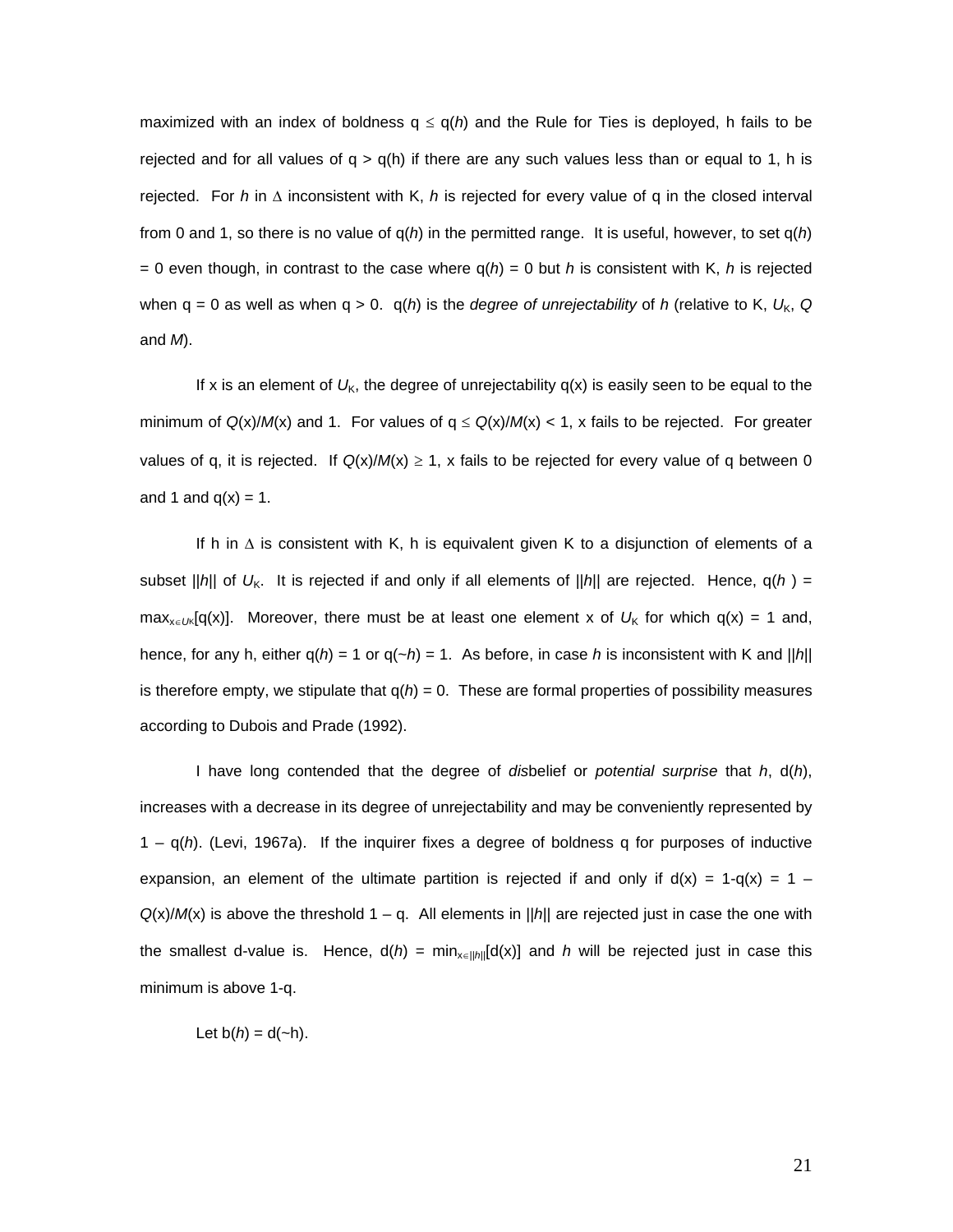maximized with an index of boldness $q \leq q(h)$ and the Rule for Ties is deployed, h fails to be rejected and for all values of $q > q(h)$ if there are any such values less than or equal to 1, h is rejected. For *h* in $\Delta$ inconsistent with K, *h* is rejected for every value of q in the closed interval from 0 and 1, so there is no value of q(*h*) in the permitted range. It is useful, however, to set $q(h) = 0$ even though, in contrast to the case where $q(h) = 0$ but *h* is consistent with K, *h* is rejected when $q = 0$ as well as when $q > 0$. q(*h*) is the *degree of unrejectability* of *h* (relative to K, $U_K$, *Q* and *M*).

If x is an element of $U_K$, the degree of unrejectability q(x) is easily seen to be equal to the minimum of $Q(x)/M(x)$ and 1. For values of $q \leq Q(x)/M(x) < 1$, x fails to be rejected. For greater values of q, it is rejected. If $Q(x)/M(x) \geq 1$, x fails to be rejected for every value of q between 0 and 1 and $q(x) = 1$.

If h in $\Delta$ is consistent with K, h is equivalent given K to a disjunction of elements of a subset ||*h*|| of $U_K$. It is rejected if and only if all elements of ||*h*|| are rejected. Hence, $q(h) = \max_{x \in U_K}[q(x)]$. Moreover, there must be at least one element x of $U_K$ for which $q(x) = 1$ and, hence, for any h, either $q(h) = 1$ or $q(\sim h) = 1$. As before, in case *h* is inconsistent with K and ||*h*|| is therefore empty, we stipulate that $q(h) = 0$. These are formal properties of possibility measures according to Dubois and Prade (1992).

I have long contended that the degree of *dis*belief or *potential surprise* that *h*, d(*h*), increases with a decrease in its degree of unrejectability and may be conveniently represented by $1 - q(h)$. (Levi, 1967a). If the inquirer fixes a degree of boldness q for purposes of inductive expansion, an element of the ultimate partition is rejected if and only if $d(x) = 1 - q(x) = 1 - Q(x)/M(x)$ is above the threshold $1 - q$. All elements in ||*h*|| are rejected just in case the one with the smallest d-value is. Hence, $d(h) = \min_{x \in ||h||}[d(x)]$ and *h* will be rejected just in case this minimum is above 1-q.

Let $b(h) = d(\sim h)$.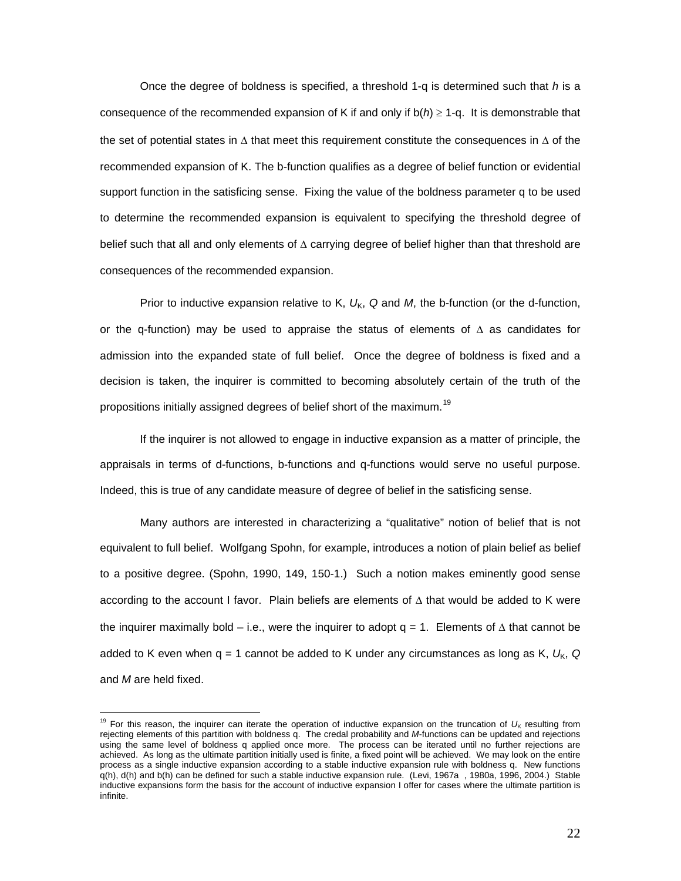Once the degree of boldness is specified, a threshold 1-q is determined such that *h* is a consequence of the recommended expansion of K if and only if b(*h*) ≥ 1-q. It is demonstrable that the set of potential states in Δ that meet this requirement constitute the consequences in Δ of the recommended expansion of K. The b-function qualifies as a degree of belief function or evidential support function in the satisficing sense. Fixing the value of the boldness parameter q to be used to determine the recommended expansion is equivalent to specifying the threshold degree of belief such that all and only elements of Δ carrying degree of belief higher than that threshold are consequences of the recommended expansion.

Prior to inductive expansion relative to K, $U_K$, *Q* and *M*, the b-function (or the d-function, or the q-function) may be used to appraise the status of elements of Δ as candidates for admission into the expanded state of full belief. Once the degree of boldness is fixed and a decision is taken, the inquirer is committed to becoming absolutely certain of the truth of the propositions initially assigned degrees of belief short of the maximum.[19]

If the inquirer is not allowed to engage in inductive expansion as a matter of principle, the appraisals in terms of d-functions, b-functions and q-functions would serve no useful purpose. Indeed, this is true of any candidate measure of degree of belief in the satisficing sense.

Many authors are interested in characterizing a "qualitative" notion of belief that is not equivalent to full belief. Wolfgang Spohn, for example, introduces a notion of plain belief as belief to a positive degree. (Spohn, 1990, 149, 150-1.) Such a notion makes eminently good sense according to the account I favor. Plain beliefs are elements of Δ that would be added to K were the inquirer maximally bold – i.e., were the inquirer to adopt q = 1. Elements of Δ that cannot be added to K even when q = 1 cannot be added to K under any circumstances as long as K, $U_K$, *Q* and *M* are held fixed.

---

[19] For this reason, the inquirer can iterate the operation of inductive expansion on the truncation of $U_K$ resulting from rejecting elements of this partition with boldness q. The credal probability and *M*-functions can be updated and rejections using the same level of boldness q applied once more. The process can be iterated until no further rejections are achieved. As long as the ultimate partition initially used is finite, a fixed point will be achieved. We may look on the entire process as a single inductive expansion according to a stable inductive expansion rule with boldness q. New functions q(h), d(h) and b(h) can be defined for such a stable inductive expansion rule. (Levi, 1967a , 1980a, 1996, 2004.) Stable inductive expansions form the basis for the account of inductive expansion I offer for cases where the ultimate partition is infinite.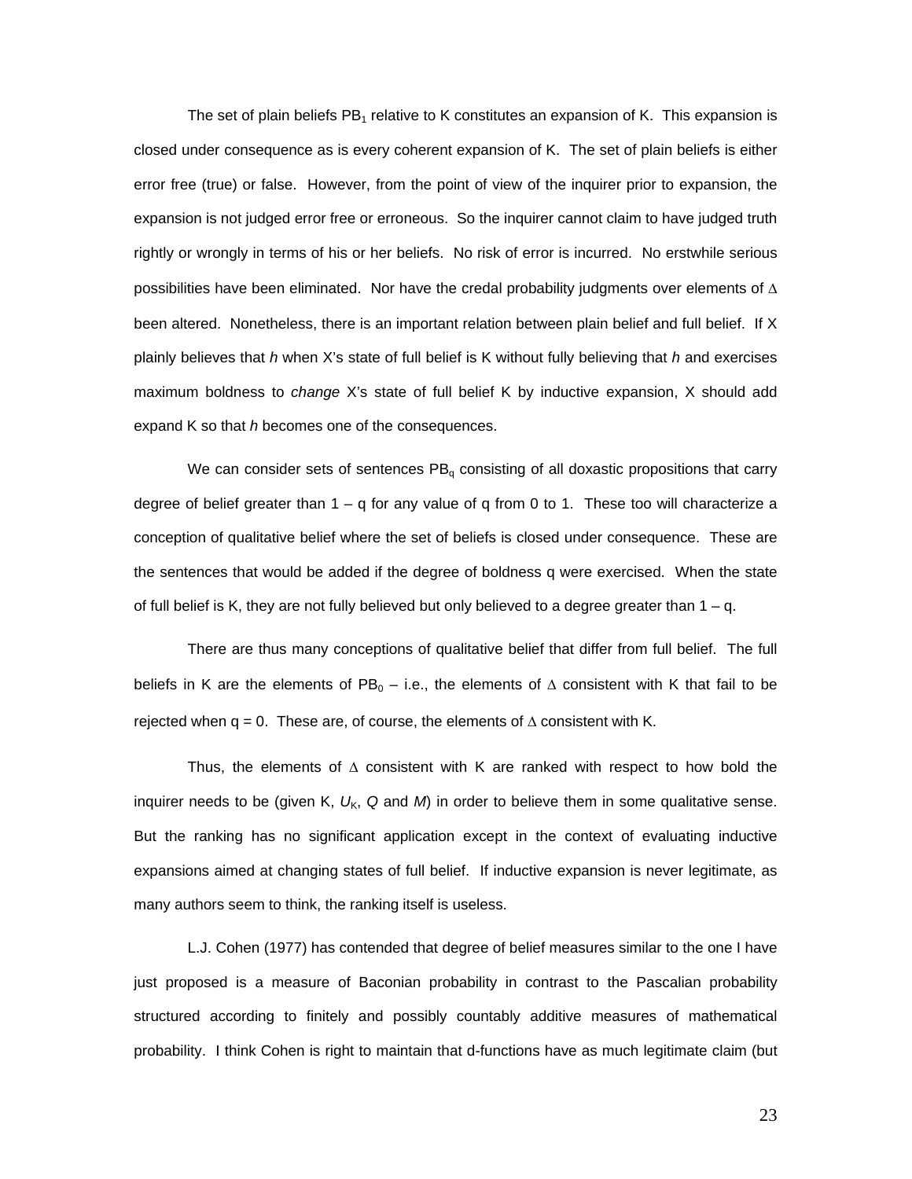The set of plain beliefs $PB_1$ relative to K constitutes an expansion of K. This expansion is closed under consequence as is every coherent expansion of K. The set of plain beliefs is either error free (true) or false. However, from the point of view of the inquirer prior to expansion, the expansion is not judged error free or erroneous. So the inquirer cannot claim to have judged truth rightly or wrongly in terms of his or her beliefs. No risk of error is incurred. No erstwhile serious possibilities have been eliminated. Nor have the credal probability judgments over elements of $\Delta$ been altered. Nonetheless, there is an important relation between plain belief and full belief. If X plainly believes that *h* when X's state of full belief is K without fully believing that *h* and exercises maximum boldness to *change* X's state of full belief K by inductive expansion, X should add expand K so that *h* becomes one of the consequences.

We can consider sets of sentences $PB_q$ consisting of all doxastic propositions that carry degree of belief greater than $1 – q$ for any value of q from 0 to 1. These too will characterize a conception of qualitative belief where the set of beliefs is closed under consequence. These are the sentences that would be added if the degree of boldness q were exercised. When the state of full belief is K, they are not fully believed but only believed to a degree greater than $1 – q$.

There are thus many conceptions of qualitative belief that differ from full belief. The full beliefs in K are the elements of $PB_0$ – i.e., the elements of $\Delta$ consistent with K that fail to be rejected when $q = 0$. These are, of course, the elements of $\Delta$ consistent with K.

Thus, the elements of $\Delta$ consistent with K are ranked with respect to how bold the inquirer needs to be (given K, $U_K$, *Q* and *M*) in order to believe them in some qualitative sense. But the ranking has no significant application except in the context of evaluating inductive expansions aimed at changing states of full belief. If inductive expansion is never legitimate, as many authors seem to think, the ranking itself is useless.

L.J. Cohen (1977) has contended that degree of belief measures similar to the one I have just proposed is a measure of Baconian probability in contrast to the Pascalian probability structured according to finitely and possibly countably additive measures of mathematical probability. I think Cohen is right to maintain that d-functions have as much legitimate claim (but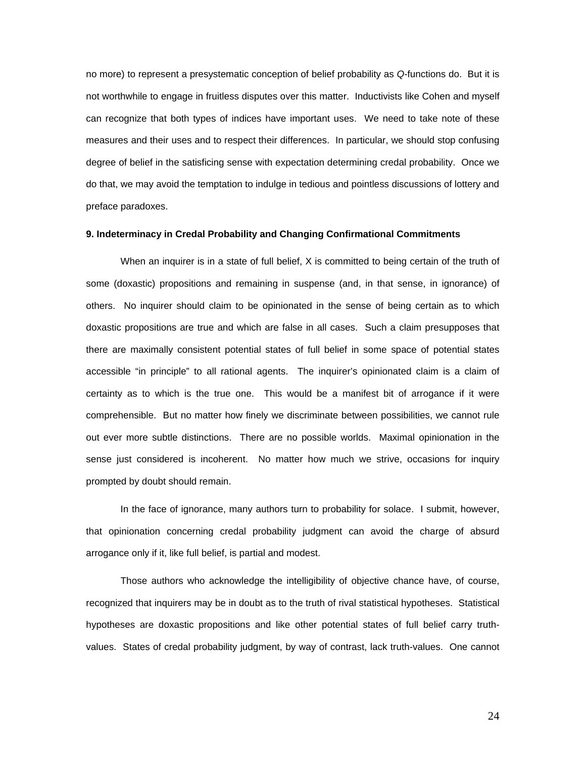no more) to represent a presystematic conception of belief probability as *Q*-functions do. But it is not worthwhile to engage in fruitless disputes over this matter. Inductivists like Cohen and myself can recognize that both types of indices have important uses. We need to take note of these measures and their uses and to respect their differences. In particular, we should stop confusing degree of belief in the satisficing sense with expectation determining credal probability. Once we do that, we may avoid the temptation to indulge in tedious and pointless discussions of lottery and preface paradoxes.

**9. Indeterminacy in Credal Probability and Changing Confirmational Commitments**

When an inquirer is in a state of full belief, X is committed to being certain of the truth of some (doxastic) propositions and remaining in suspense (and, in that sense, in ignorance) of others. No inquirer should claim to be opinionated in the sense of being certain as to which doxastic propositions are true and which are false in all cases. Such a claim presupposes that there are maximally consistent potential states of full belief in some space of potential states accessible "in principle" to all rational agents. The inquirer's opinionated claim is a claim of certainty as to which is the true one. This would be a manifest bit of arrogance if it were comprehensible. But no matter how finely we discriminate between possibilities, we cannot rule out ever more subtle distinctions. There are no possible worlds. Maximal opinionation in the sense just considered is incoherent. No matter how much we strive, occasions for inquiry prompted by doubt should remain.

In the face of ignorance, many authors turn to probability for solace. I submit, however, that opinionation concerning credal probability judgment can avoid the charge of absurd arrogance only if it, like full belief, is partial and modest.

Those authors who acknowledge the intelligibility of objective chance have, of course, recognized that inquirers may be in doubt as to the truth of rival statistical hypotheses. Statistical hypotheses are doxastic propositions and like other potential states of full belief carry truth-values. States of credal probability judgment, by way of contrast, lack truth-values. One cannot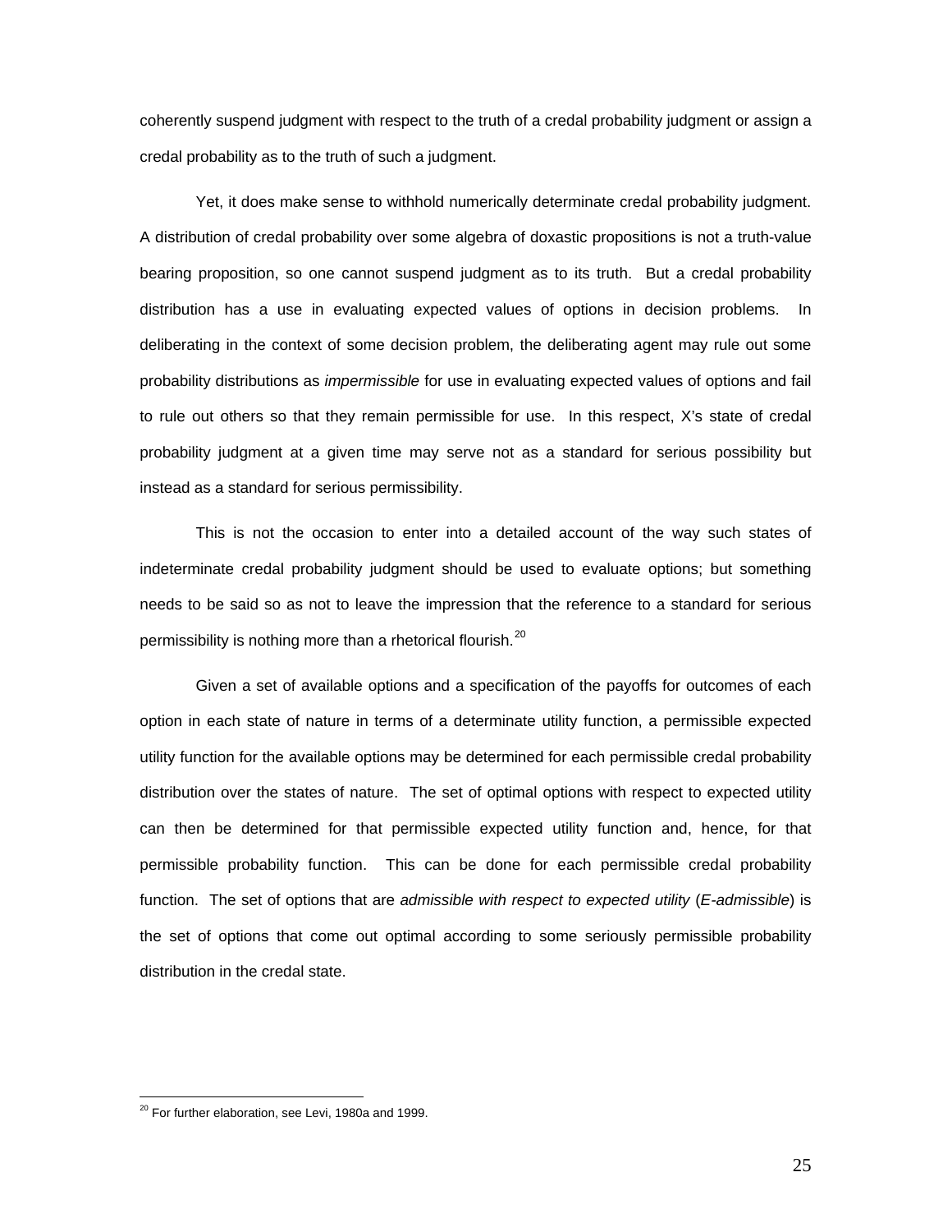coherently suspend judgment with respect to the truth of a credal probability judgment or assign a credal probability as to the truth of such a judgment.

Yet, it does make sense to withhold numerically determinate credal probability judgment. A distribution of credal probability over some algebra of doxastic propositions is not a truth-value bearing proposition, so one cannot suspend judgment as to its truth. But a credal probability distribution has a use in evaluating expected values of options in decision problems. In deliberating in the context of some decision problem, the deliberating agent may rule out some probability distributions as *impermissible* for use in evaluating expected values of options and fail to rule out others so that they remain permissible for use. In this respect, X's state of credal probability judgment at a given time may serve not as a standard for serious possibility but instead as a standard for serious permissibility.

This is not the occasion to enter into a detailed account of the way such states of indeterminate credal probability judgment should be used to evaluate options; but something needs to be said so as not to leave the impression that the reference to a standard for serious permissibility is nothing more than a rhetorical flourish.[20]

Given a set of available options and a specification of the payoffs for outcomes of each option in each state of nature in terms of a determinate utility function, a permissible expected utility function for the available options may be determined for each permissible credal probability distribution over the states of nature. The set of optimal options with respect to expected utility can then be determined for that permissible expected utility function and, hence, for that permissible probability function. This can be done for each permissible credal probability function. The set of options that are *admissible with respect to expected utility* (*E-admissible*) is the set of options that come out optimal according to some seriously permissible probability distribution in the credal state.

---

[20] For further elaboration, see Levi, 1980a and 1999.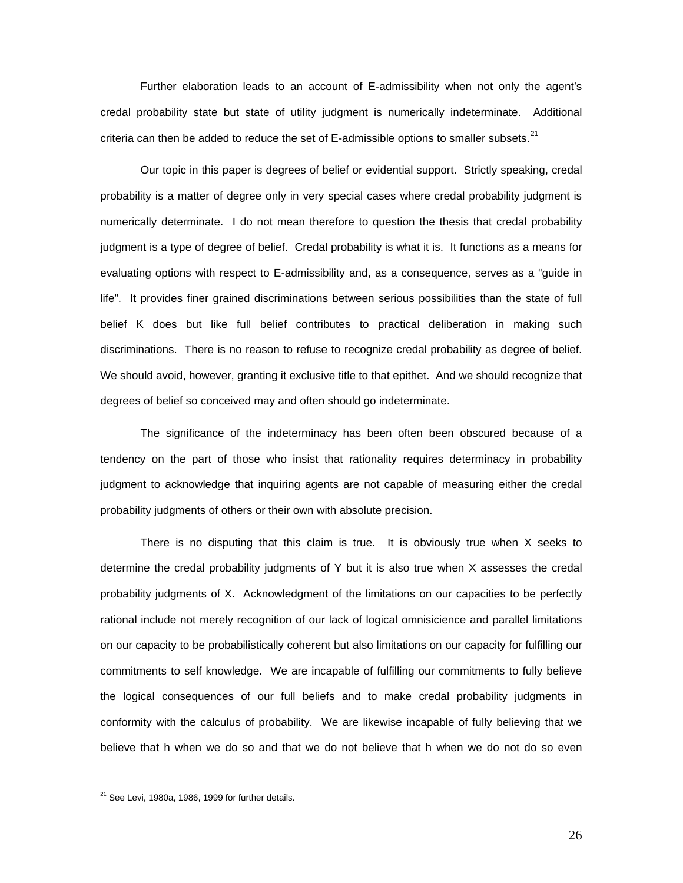Further elaboration leads to an account of E-admissibility when not only the agent's credal probability state but state of utility judgment is numerically indeterminate. Additional criteria can then be added to reduce the set of E-admissible options to smaller subsets.[21]

Our topic in this paper is degrees of belief or evidential support. Strictly speaking, credal probability is a matter of degree only in very special cases where credal probability judgment is numerically determinate. I do not mean therefore to question the thesis that credal probability judgment is a type of degree of belief. Credal probability is what it is. It functions as a means for evaluating options with respect to E-admissibility and, as a consequence, serves as a "guide in life". It provides finer grained discriminations between serious possibilities than the state of full belief K does but like full belief contributes to practical deliberation in making such discriminations. There is no reason to refuse to recognize credal probability as degree of belief. We should avoid, however, granting it exclusive title to that epithet. And we should recognize that degrees of belief so conceived may and often should go indeterminate.

The significance of the indeterminacy has been often been obscured because of a tendency on the part of those who insist that rationality requires determinacy in probability judgment to acknowledge that inquiring agents are not capable of measuring either the credal probability judgments of others or their own with absolute precision.

There is no disputing that this claim is true. It is obviously true when X seeks to determine the credal probability judgments of Y but it is also true when X assesses the credal probability judgments of X. Acknowledgment of the limitations on our capacities to be perfectly rational include not merely recognition of our lack of logical omnisicience and parallel limitations on our capacity to be probabilistically coherent but also limitations on our capacity for fulfilling our commitments to self knowledge. We are incapable of fulfilling our commitments to fully believe the logical consequences of our full beliefs and to make credal probability judgments in conformity with the calculus of probability. We are likewise incapable of fully believing that we believe that h when we do so and that we do not believe that h when we do not do so even

[21] See Levi, 1980a, 1986, 1999 for further details.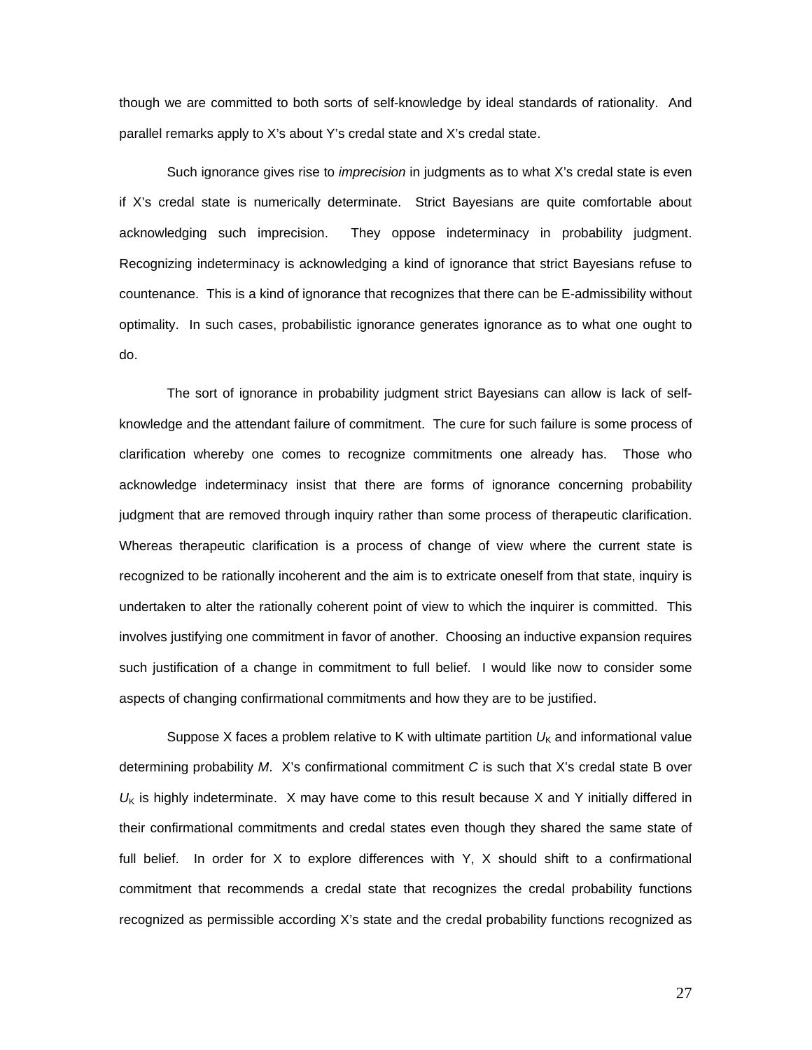though we are committed to both sorts of self-knowledge by ideal standards of rationality. And parallel remarks apply to X's about Y's credal state and X's credal state.

Such ignorance gives rise to *imprecision* in judgments as to what X's credal state is even if X's credal state is numerically determinate. Strict Bayesians are quite comfortable about acknowledging such imprecision. They oppose indeterminacy in probability judgment. Recognizing indeterminacy is acknowledging a kind of ignorance that strict Bayesians refuse to countenance. This is a kind of ignorance that recognizes that there can be E-admissibility without optimality. In such cases, probabilistic ignorance generates ignorance as to what one ought to do.

The sort of ignorance in probability judgment strict Bayesians can allow is lack of self-knowledge and the attendant failure of commitment. The cure for such failure is some process of clarification whereby one comes to recognize commitments one already has. Those who acknowledge indeterminacy insist that there are forms of ignorance concerning probability judgment that are removed through inquiry rather than some process of therapeutic clarification. Whereas therapeutic clarification is a process of change of view where the current state is recognized to be rationally incoherent and the aim is to extricate oneself from that state, inquiry is undertaken to alter the rationally coherent point of view to which the inquirer is committed. This involves justifying one commitment in favor of another. Choosing an inductive expansion requires such justification of a change in commitment to full belief. I would like now to consider some aspects of changing confirmational commitments and how they are to be justified.

Suppose X faces a problem relative to K with ultimate partition $U_K$ and informational value determining probability $M$. X's confirmational commitment $C$ is such that X's credal state B over $U_K$ is highly indeterminate. X may have come to this result because X and Y initially differed in their confirmational commitments and credal states even though they shared the same state of full belief. In order for X to explore differences with Y, X should shift to a confirmational commitment that recommends a credal state that recognizes the credal probability functions recognized as permissible according X's state and the credal probability functions recognized as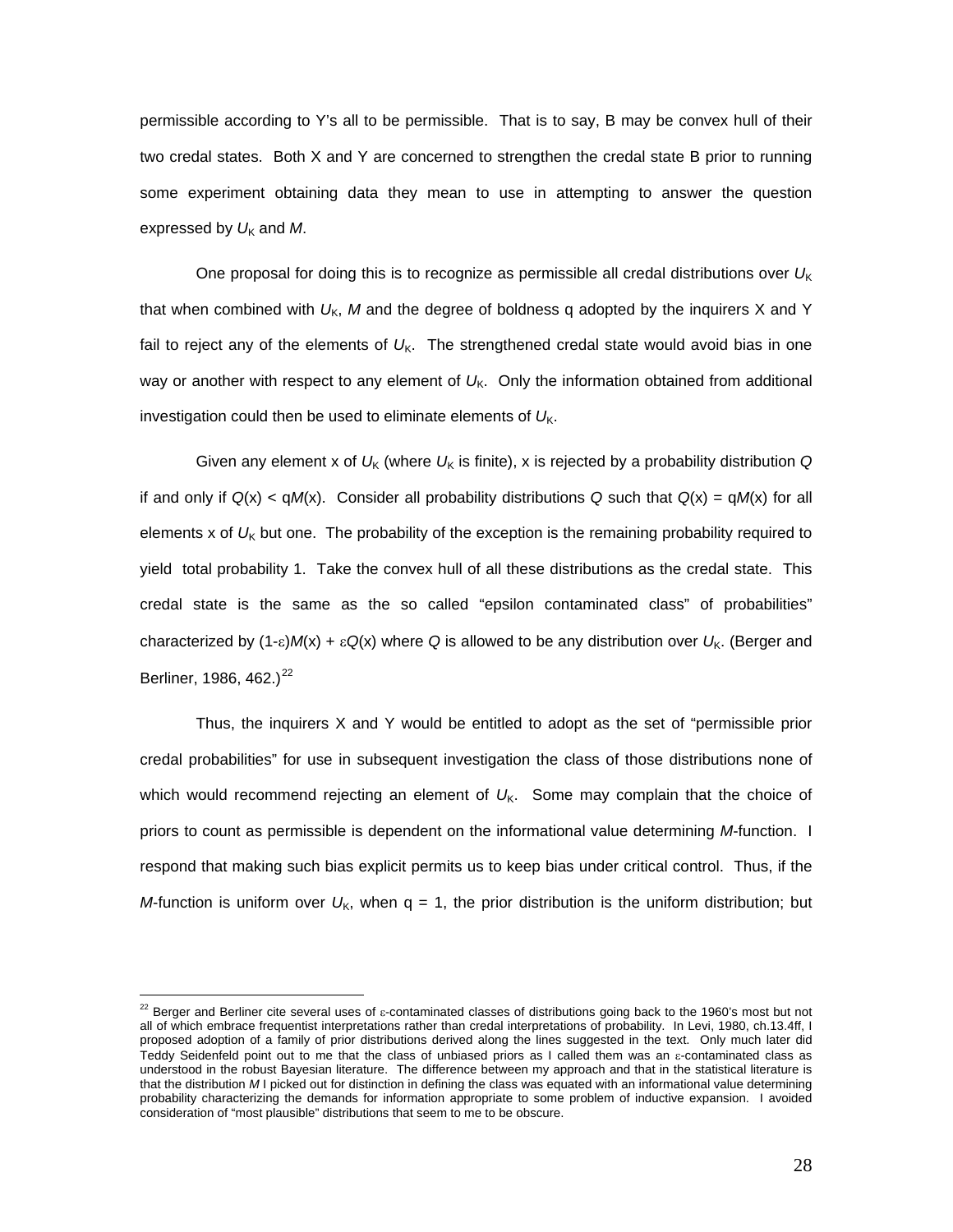permissible according to Y's all to be permissible. That is to say, B may be convex hull of their two credal states. Both X and Y are concerned to strengthen the credal state B prior to running some experiment obtaining data they mean to use in attempting to answer the question expressed by $U_K$ and $M$.

One proposal for doing this is to recognize as permissible all credal distributions over $U_K$ that when combined with $U_K$, $M$ and the degree of boldness q adopted by the inquirers X and Y fail to reject any of the elements of $U_K$. The strengthened credal state would avoid bias in one way or another with respect to any element of $U_K$. Only the information obtained from additional investigation could then be used to eliminate elements of $U_K$.

Given any element x of $U_K$ (where $U_K$ is finite), x is rejected by a probability distribution $Q$ if and only if $Q(x) < qM(x)$. Consider all probability distributions $Q$ such that $Q(x) = qM(x)$ for all elements x of $U_K$ but one. The probability of the exception is the remaining probability required to yield total probability 1. Take the convex hull of all these distributions as the credal state. This credal state is the same as the so called "epsilon contaminated class" of probabilities" characterized by $(1-\varepsilon)M(x) + \varepsilon Q(x)$ where $Q$ is allowed to be any distribution over $U_K$. (Berger and Berliner, 1986, 462.)[22]

Thus, the inquirers X and Y would be entitled to adopt as the set of "permissible prior credal probabilities" for use in subsequent investigation the class of those distributions none of which would recommend rejecting an element of $U_K$. Some may complain that the choice of priors to count as permissible is dependent on the informational value determining $M$-function. I respond that making such bias explicit permits us to keep bias under critical control. Thus, if the $M$-function is uniform over $U_K$, when q = 1, the prior distribution is the uniform distribution; but

---

[22] Berger and Berliner cite several uses of $\varepsilon$-contaminated classes of distributions going back to the 1960's most but not all of which embrace frequentist interpretations rather than credal interpretations of probability. In Levi, 1980, ch.13.4ff, I proposed adoption of a family of prior distributions derived along the lines suggested in the text. Only much later did Teddy Seidenfeld point out to me that the class of unbiased priors as I called them was an $\varepsilon$-contaminated class as understood in the robust Bayesian literature. The difference between my approach and that in the statistical literature is that the distribution $M$ I picked out for distinction in defining the class was equated with an informational value determining probability characterizing the demands for information appropriate to some problem of inductive expansion. I avoided consideration of "most plausible" distributions that seem to me to be obscure.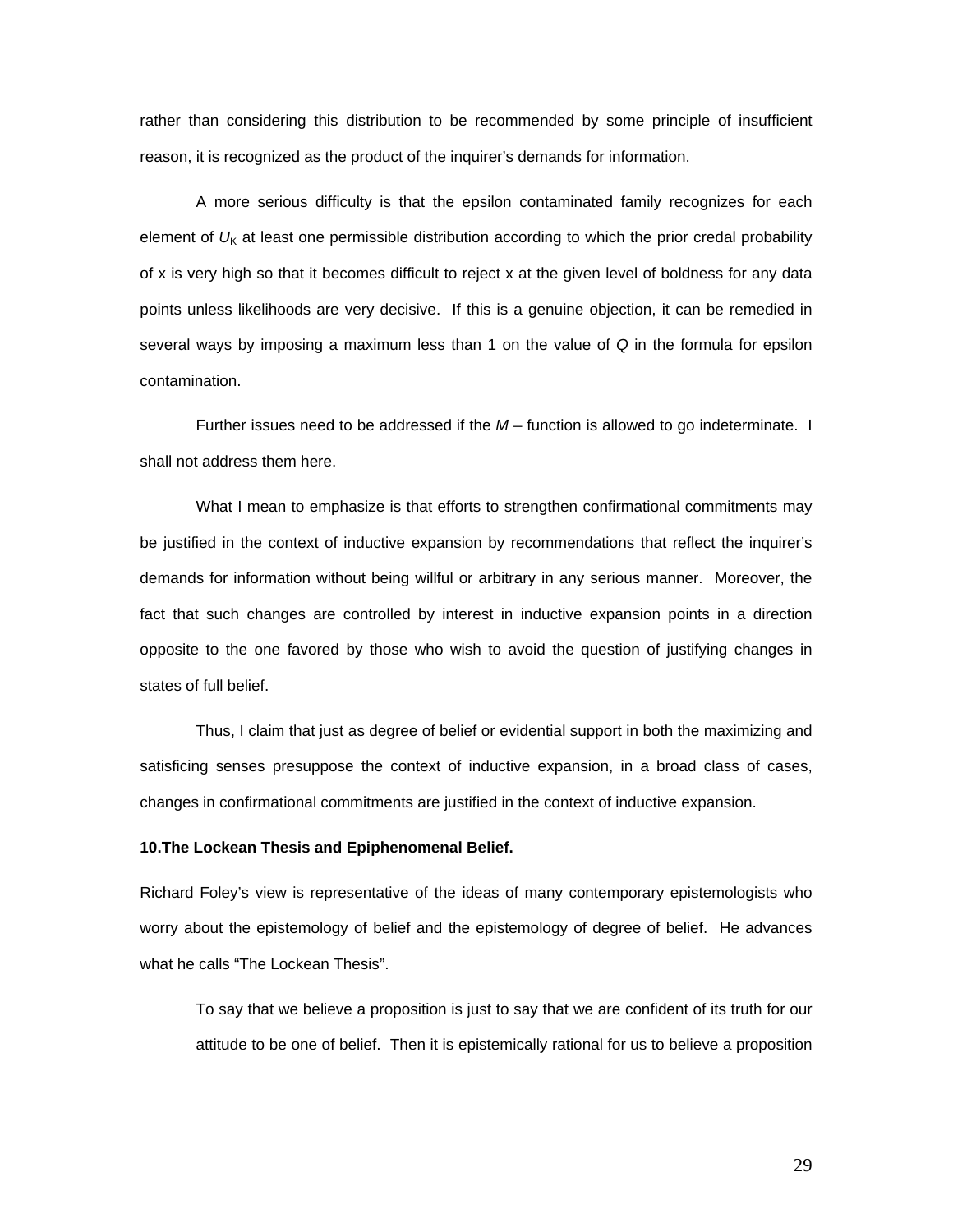rather than considering this distribution to be recommended by some principle of insufficient reason, it is recognized as the product of the inquirer's demands for information.

A more serious difficulty is that the epsilon contaminated family recognizes for each element of $U_K$ at least one permissible distribution according to which the prior credal probability of x is very high so that it becomes difficult to reject x at the given level of boldness for any data points unless likelihoods are very decisive. If this is a genuine objection, it can be remedied in several ways by imposing a maximum less than 1 on the value of $Q$ in the formula for epsilon contamination.

Further issues need to be addressed if the $M$ – function is allowed to go indeterminate. I shall not address them here.

What I mean to emphasize is that efforts to strengthen confirmational commitments may be justified in the context of inductive expansion by recommendations that reflect the inquirer's demands for information without being willful or arbitrary in any serious manner. Moreover, the fact that such changes are controlled by interest in inductive expansion points in a direction opposite to the one favored by those who wish to avoid the question of justifying changes in states of full belief.

Thus, I claim that just as degree of belief or evidential support in both the maximizing and satisficing senses presuppose the context of inductive expansion, in a broad class of cases, changes in confirmational commitments are justified in the context of inductive expansion.

**10.The Lockean Thesis and Epiphenomenal Belief.**

Richard Foley's view is representative of the ideas of many contemporary epistemologists who worry about the epistemology of belief and the epistemology of degree of belief. He advances what he calls "The Lockean Thesis".

> To say that we believe a proposition is just to say that we are confident of its truth for our attitude to be one of belief. Then it is epistemically rational for us to believe a proposition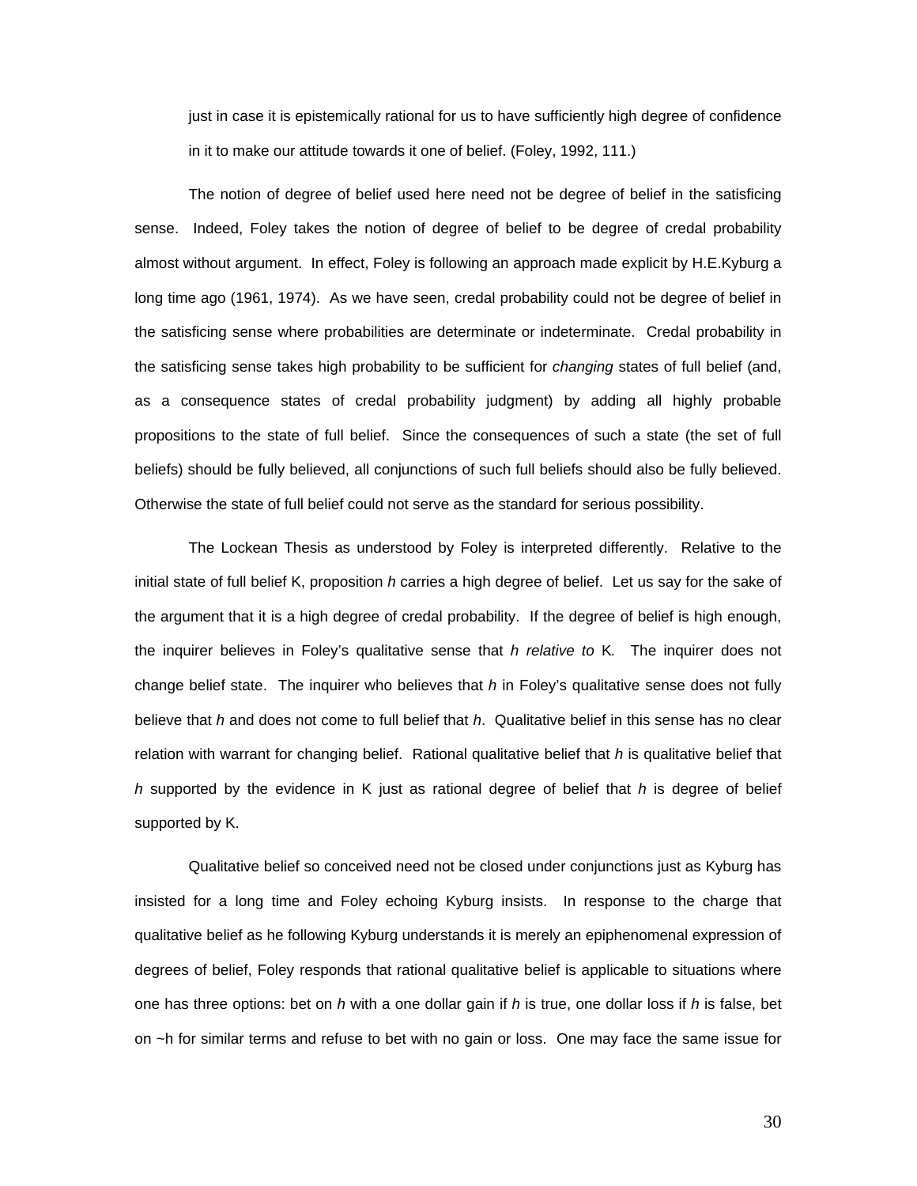just in case it is epistemically rational for us to have sufficiently high degree of confidence in it to make our attitude towards it one of belief. (Foley, 1992, 111.)

The notion of degree of belief used here need not be degree of belief in the satisficing sense. Indeed, Foley takes the notion of degree of belief to be degree of credal probability almost without argument. In effect, Foley is following an approach made explicit by H.E.Kyburg a long time ago (1961, 1974). As we have seen, credal probability could not be degree of belief in the satisficing sense where probabilities are determinate or indeterminate. Credal probability in the satisficing sense takes high probability to be sufficient for *changing* states of full belief (and, as a consequence states of credal probability judgment) by adding all highly probable propositions to the state of full belief. Since the consequences of such a state (the set of full beliefs) should be fully believed, all conjunctions of such full beliefs should also be fully believed. Otherwise the state of full belief could not serve as the standard for serious possibility.

The Lockean Thesis as understood by Foley is interpreted differently. Relative to the initial state of full belief K, proposition *h* carries a high degree of belief. Let us say for the sake of the argument that it is a high degree of credal probability. If the degree of belief is high enough, the inquirer believes in Foley's qualitative sense that *h relative to* K. The inquirer does not change belief state. The inquirer who believes that *h* in Foley's qualitative sense does not fully believe that *h* and does not come to full belief that *h*. Qualitative belief in this sense has no clear relation with warrant for changing belief. Rational qualitative belief that *h* is qualitative belief that *h* supported by the evidence in K just as rational degree of belief that *h* is degree of belief supported by K.

Qualitative belief so conceived need not be closed under conjunctions just as Kyburg has insisted for a long time and Foley echoing Kyburg insists. In response to the charge that qualitative belief as he following Kyburg understands it is merely an epiphenomenal expression of degrees of belief, Foley responds that rational qualitative belief is applicable to situations where one has three options: bet on *h* with a one dollar gain if *h* is true, one dollar loss if *h* is false, bet on ~h for similar terms and refuse to bet with no gain or loss. One may face the same issue for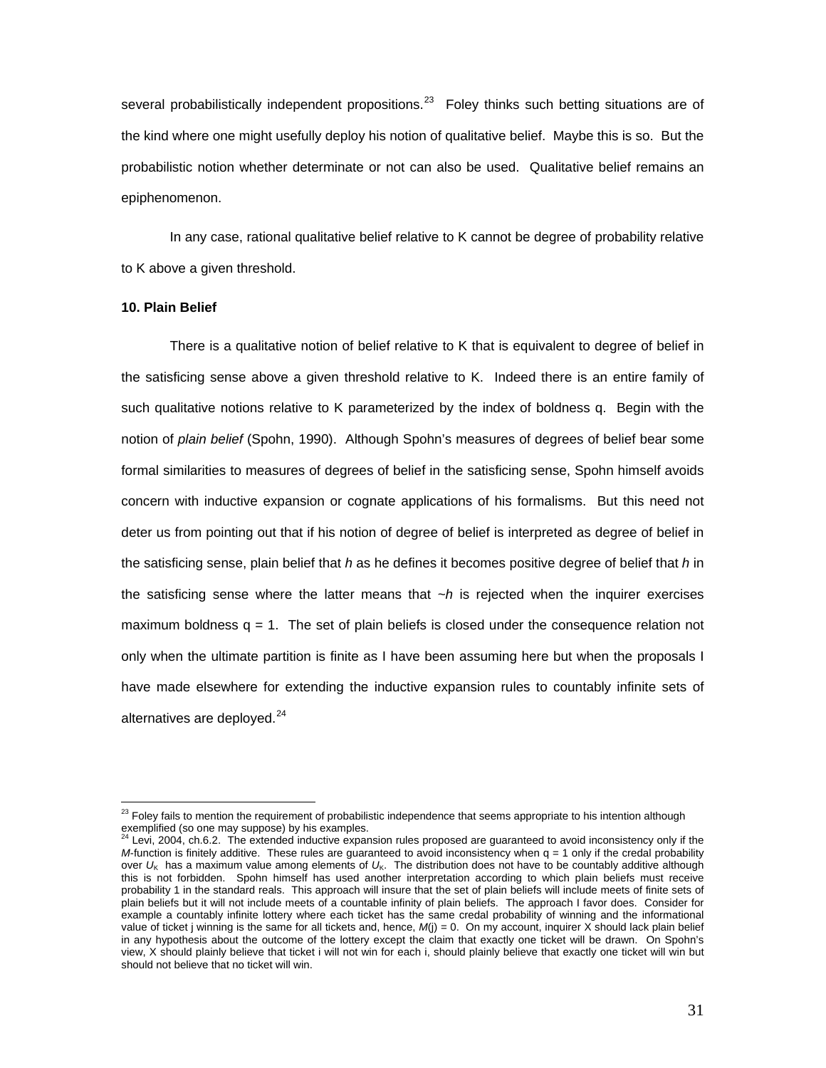several probabilistically independent propositions.[23] Foley thinks such betting situations are of the kind where one might usefully deploy his notion of qualitative belief. Maybe this is so. But the probabilistic notion whether determinate or not can also be used. Qualitative belief remains an epiphenomenon.

In any case, rational qualitative belief relative to K cannot be degree of probability relative to K above a given threshold.

**10. Plain Belief**

There is a qualitative notion of belief relative to K that is equivalent to degree of belief in the satisficing sense above a given threshold relative to K. Indeed there is an entire family of such qualitative notions relative to K parameterized by the index of boldness q. Begin with the notion of *plain belief* (Spohn, 1990). Although Spohn's measures of degrees of belief bear some formal similarities to measures of degrees of belief in the satisficing sense, Spohn himself avoids concern with inductive expansion or cognate applications of his formalisms. But this need not deter us from pointing out that if his notion of degree of belief is interpreted as degree of belief in the satisficing sense, plain belief that *h* as he defines it becomes positive degree of belief that *h* in the satisficing sense where the latter means that ~*h* is rejected when the inquirer exercises maximum boldness q = 1. The set of plain beliefs is closed under the consequence relation not only when the ultimate partition is finite as I have been assuming here but when the proposals I have made elsewhere for extending the inductive expansion rules to countably infinite sets of alternatives are deployed.[24]

---

[23] Foley fails to mention the requirement of probabilistic independence that seems appropriate to his intention although exemplified (so one may suppose) by his examples.

[24] Levi, 2004, ch.6.2. The extended inductive expansion rules proposed are guaranteed to avoid inconsistency only if the *M*-function is finitely additive. These rules are guaranteed to avoid inconsistency when q = 1 only if the credal probability over $U_K$ has a maximum value among elements of $U_K$. The distribution does not have to be countably additive although this is not forbidden. Spohn himself has used another interpretation according to which plain beliefs must receive probability 1 in the standard reals. This approach will insure that the set of plain beliefs will include meets of finite sets of plain beliefs but it will not include meets of a countable infinity of plain beliefs. The approach I favor does. Consider for example a countably infinite lottery where each ticket has the same credal probability of winning and the informational value of ticket j winning is the same for all tickets and, hence, *M*(j) = 0. On my account, inquirer X should lack plain belief in any hypothesis about the outcome of the lottery except the claim that exactly one ticket will be drawn. On Spohn's view, X should plainly believe that ticket i will not win for each i, should plainly believe that exactly one ticket will win but should not believe that no ticket will win.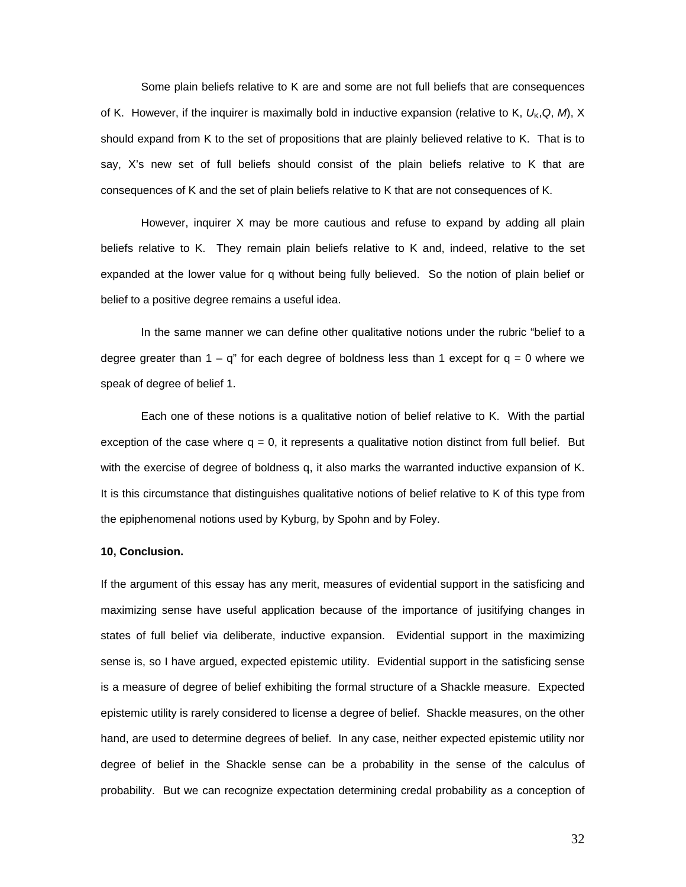Some plain beliefs relative to K are and some are not full beliefs that are consequences of K. However, if the inquirer is maximally bold in inductive expansion (relative to K, $U_K$,*Q*, *M*), X should expand from K to the set of propositions that are plainly believed relative to K. That is to say, X's new set of full beliefs should consist of the plain beliefs relative to K that are consequences of K and the set of plain beliefs relative to K that are not consequences of K.

However, inquirer X may be more cautious and refuse to expand by adding all plain beliefs relative to K. They remain plain beliefs relative to K and, indeed, relative to the set expanded at the lower value for q without being fully believed. So the notion of plain belief or belief to a positive degree remains a useful idea.

In the same manner we can define other qualitative notions under the rubric "belief to a degree greater than $1 - q$" for each degree of boldness less than 1 except for $q = 0$ where we speak of degree of belief 1.

Each one of these notions is a qualitative notion of belief relative to K. With the partial exception of the case where $q = 0$, it represents a qualitative notion distinct from full belief. But with the exercise of degree of boldness q, it also marks the warranted inductive expansion of K. It is this circumstance that distinguishes qualitative notions of belief relative to K of this type from the epiphenomenal notions used by Kyburg, by Spohn and by Foley.

**10, Conclusion.**

If the argument of this essay has any merit, measures of evidential support in the satisficing and maximizing sense have useful application because of the importance of jusitifying changes in states of full belief via deliberate, inductive expansion. Evidential support in the maximizing sense is, so I have argued, expected epistemic utility. Evidential support in the satisficing sense is a measure of degree of belief exhibiting the formal structure of a Shackle measure. Expected epistemic utility is rarely considered to license a degree of belief. Shackle measures, on the other hand, are used to determine degrees of belief. In any case, neither expected epistemic utility nor degree of belief in the Shackle sense can be a probability in the sense of the calculus of probability. But we can recognize expectation determining credal probability as a conception of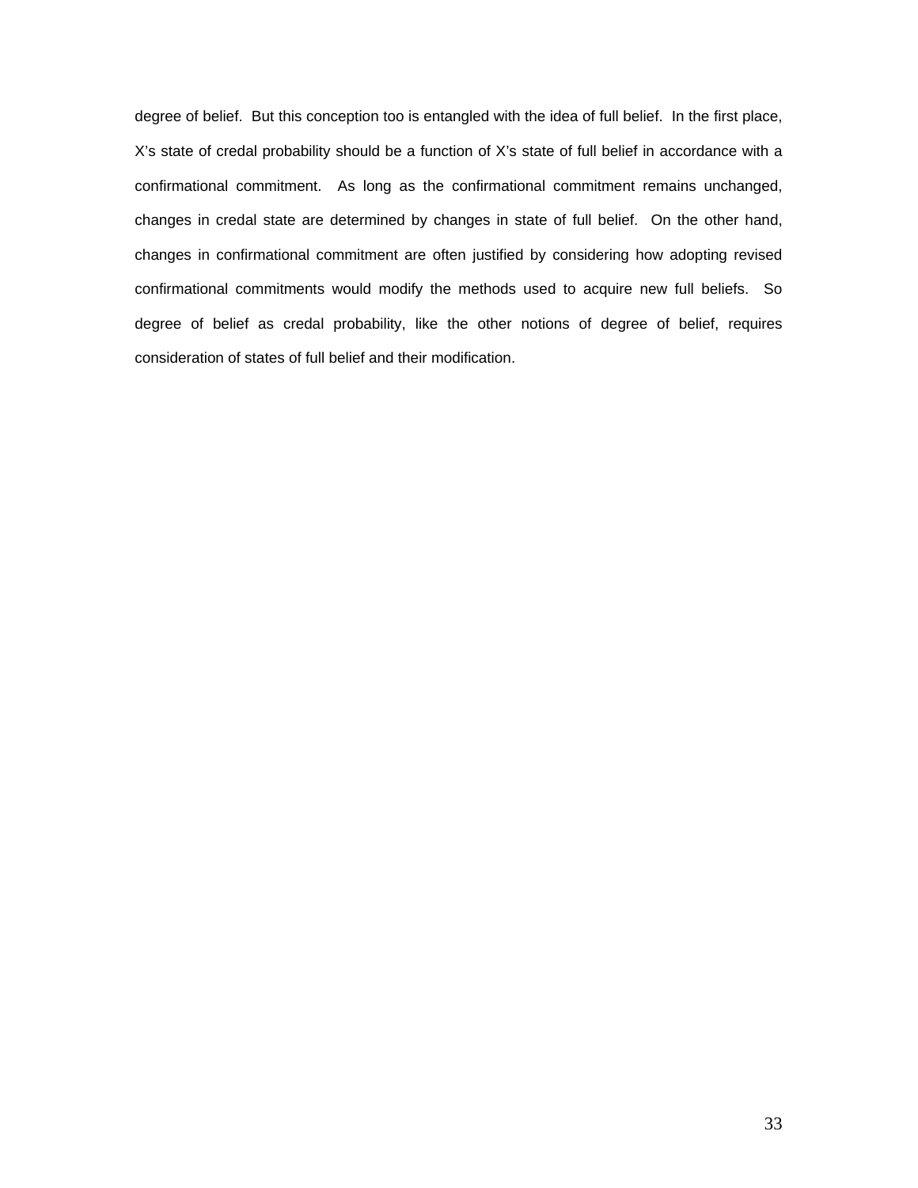degree of belief. But this conception too is entangled with the idea of full belief. In the first place, X's state of credal probability should be a function of X's state of full belief in accordance with a confirmational commitment. As long as the confirmational commitment remains unchanged, changes in credal state are determined by changes in state of full belief. On the other hand, changes in confirmational commitment are often justified by considering how adopting revised confirmational commitments would modify the methods used to acquire new full beliefs. So degree of belief as credal probability, like the other notions of degree of belief, requires consideration of states of full belief and their modification.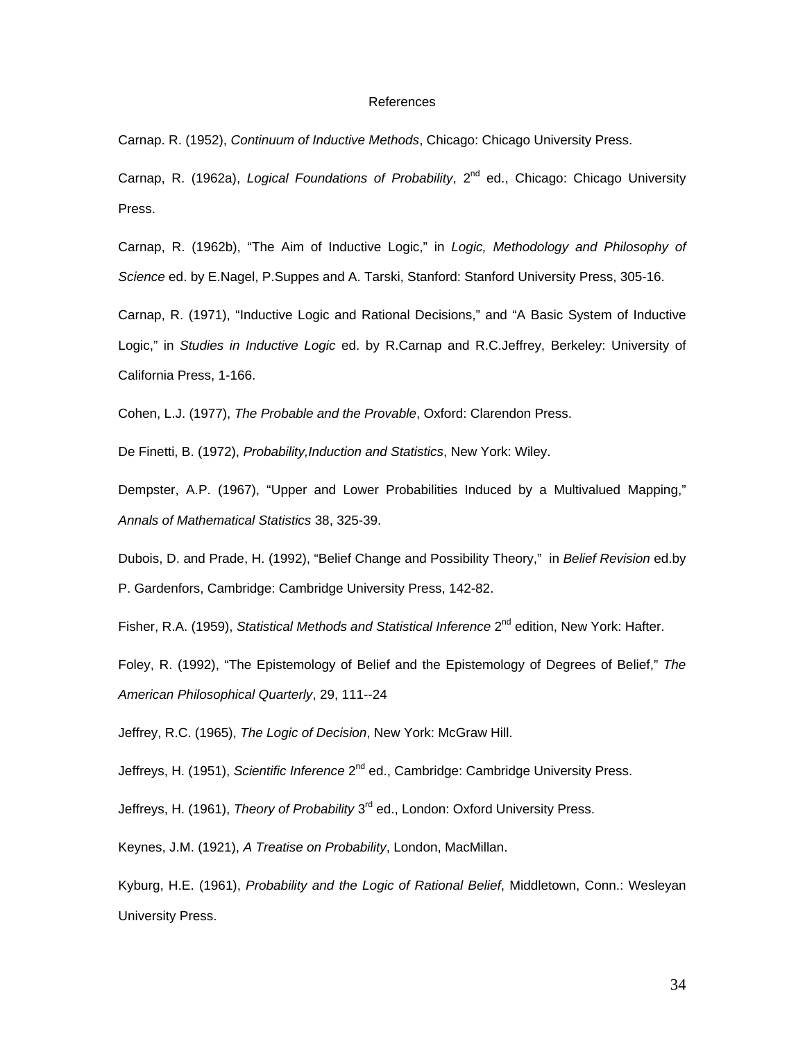# References

Carnap. R. (1952), *Continuum of Inductive Methods*, Chicago: Chicago University Press.

Carnap, R. (1962a), *Logical Foundations of Probability*, 2nd ed., Chicago: Chicago University Press.

Carnap, R. (1962b), "The Aim of Inductive Logic," in *Logic, Methodology and Philosophy of Science* ed. by E.Nagel, P.Suppes and A. Tarski, Stanford: Stanford University Press, 305-16.

Carnap, R. (1971), "Inductive Logic and Rational Decisions," and "A Basic System of Inductive Logic," in *Studies in Inductive Logic* ed. by R.Carnap and R.C.Jeffrey, Berkeley: University of California Press, 1-166.

Cohen, L.J. (1977), *The Probable and the Provable*, Oxford: Clarendon Press.

De Finetti, B. (1972), *Probability,Induction and Statistics*, New York: Wiley.

Dempster, A.P. (1967), "Upper and Lower Probabilities Induced by a Multivalued Mapping," *Annals of Mathematical Statistics* 38, 325-39.

Dubois, D. and Prade, H. (1992), "Belief Change and Possibility Theory," in *Belief Revision* ed.by P. Gardenfors, Cambridge: Cambridge University Press, 142-82.

Fisher, R.A. (1959), *Statistical Methods and Statistical Inference* 2nd edition, New York: Hafter.

Foley, R. (1992), "The Epistemology of Belief and the Epistemology of Degrees of Belief," *The American Philosophical Quarterly*, 29, 111--24

Jeffrey, R.C. (1965), *The Logic of Decision*, New York: McGraw Hill.

Jeffreys, H. (1951), *Scientific Inference* 2nd ed., Cambridge: Cambridge University Press.

Jeffreys, H. (1961), *Theory of Probability* 3rd ed., London: Oxford University Press.

Keynes, J.M. (1921), *A Treatise on Probability*, London, MacMillan.

Kyburg, H.E. (1961), *Probability and the Logic of Rational Belief*, Middletown, Conn.: Wesleyan University Press.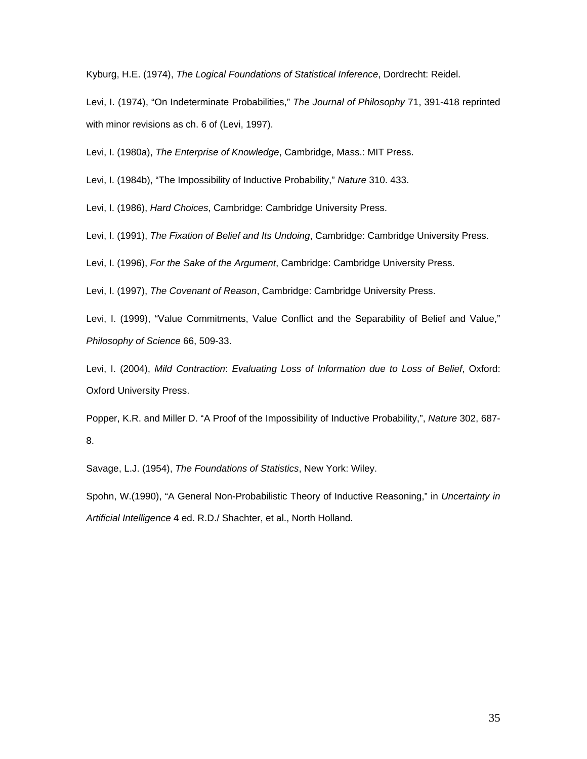Kyburg, H.E. (1974), *The Logical Foundations of Statistical Inference*, Dordrecht: Reidel.

Levi, I. (1974), "On Indeterminate Probabilities," *The Journal of Philosophy* 71, 391-418 reprinted with minor revisions as ch. 6 of (Levi, 1997).

Levi, I. (1980a), *The Enterprise of Knowledge*, Cambridge, Mass.: MIT Press.

Levi, I. (1984b), "The Impossibility of Inductive Probability," *Nature* 310. 433.

Levi, I. (1986), *Hard Choices*, Cambridge: Cambridge University Press.

Levi, I. (1991), *The Fixation of Belief and Its Undoing*, Cambridge: Cambridge University Press.

Levi, I. (1996), *For the Sake of the Argument*, Cambridge: Cambridge University Press.

Levi, I. (1997), *The Covenant of Reason*, Cambridge: Cambridge University Press.

Levi, I. (1999), "Value Commitments, Value Conflict and the Separability of Belief and Value," *Philosophy of Science* 66, 509-33.

Levi, I. (2004), *Mild Contraction*: *Evaluating Loss of Information due to Loss of Belief*, Oxford: Oxford University Press.

Popper, K.R. and Miller D. "A Proof of the Impossibility of Inductive Probability,", *Nature* 302, 687-8.

Savage, L.J. (1954), *The Foundations of Statistics*, New York: Wiley.

Spohn, W.(1990), "A General Non-Probabilistic Theory of Inductive Reasoning," in *Uncertainty in Artificial Intelligence* 4 ed. R.D./ Shachter, et al., North Holland.